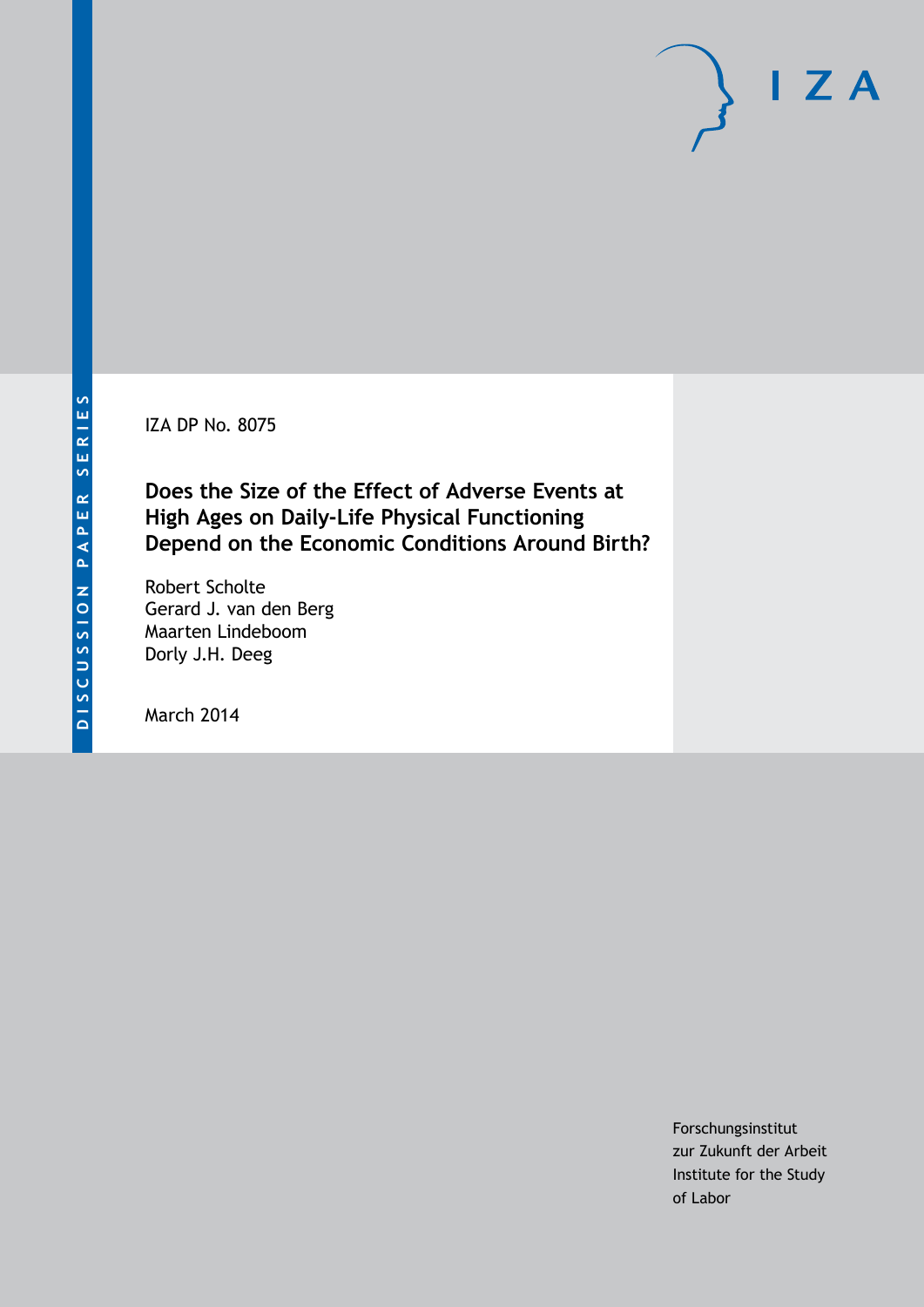DISCUSSION PAPER SERIES

IZA DP No. 8075

# Does the Size of the Effect of Adverse Events at High Ages on Daily-Life Physical Functioning Depend on the Economic Conditions Around Birth?

Robert Scholte
Gerard J. van den Berg
Maarten Lindeboom
Dorly J.H. Deeg

March 2014

Forschungsinstitut
zur Zukunft der Arbeit
Institute for the Study
of Labor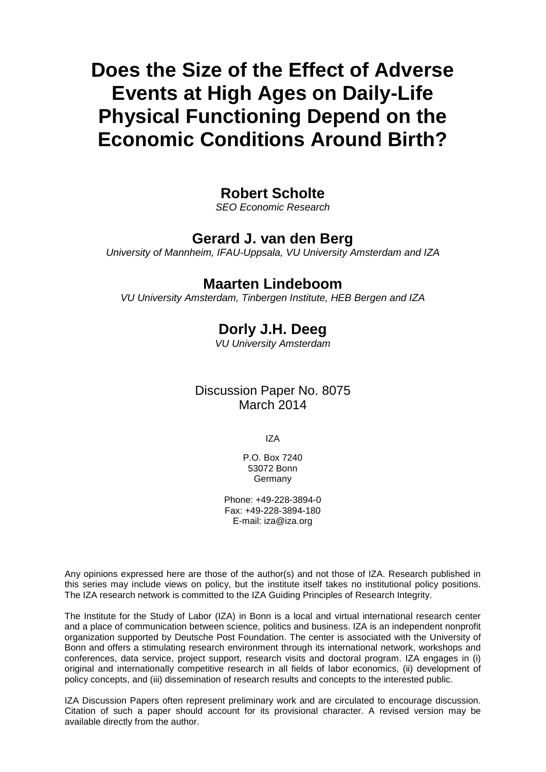# Does the Size of the Effect of Adverse Events at High Ages on Daily-Life Physical Functioning Depend on the Economic Conditions Around Birth?

**Robert Scholte**
*SEO Economic Research*

**Gerard J. van den Berg**
*University of Mannheim, IFAU-Uppsala, VU University Amsterdam and IZA*

**Maarten Lindeboom**
*VU University Amsterdam, Tinbergen Institute, HEB Bergen and IZA*

**Dorly J.H. Deeg**
*VU University Amsterdam*

Discussion Paper No. 8075
March 2014

IZA

P.O. Box 7240
53072 Bonn
Germany

Phone: +49-228-3894-0
Fax: +49-228-3894-180
E-mail: iza@iza.org

Any opinions expressed here are those of the author(s) and not those of IZA. Research published in this series may include views on policy, but the institute itself takes no institutional policy positions. The IZA research network is committed to the IZA Guiding Principles of Research Integrity.

The Institute for the Study of Labor (IZA) in Bonn is a local and virtual international research center and a place of communication between science, politics and business. IZA is an independent nonprofit organization supported by Deutsche Post Foundation. The center is associated with the University of Bonn and offers a stimulating research environment through its international network, workshops and conferences, data service, project support, research visits and doctoral program. IZA engages in (i) original and internationally competitive research in all fields of labor economics, (ii) development of policy concepts, and (iii) dissemination of research results and concepts to the interested public.

IZA Discussion Papers often represent preliminary work and are circulated to encourage discussion. Citation of such a paper should account for its provisional character. A revised version may be available directly from the author.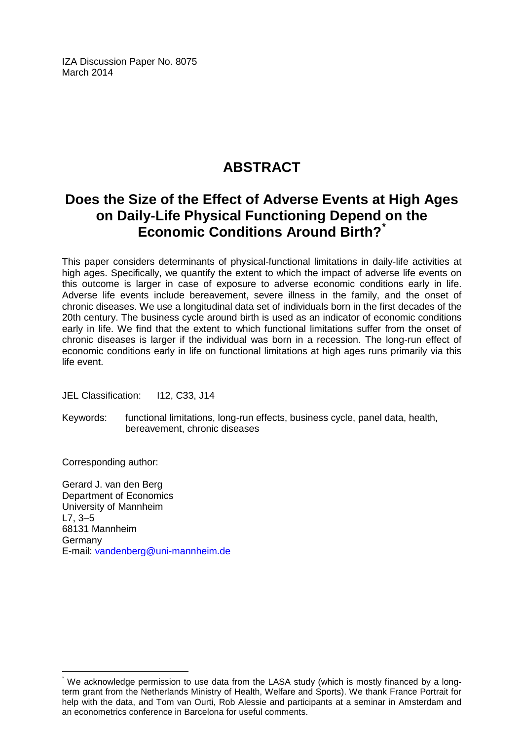IZA Discussion Paper No. 8075
March 2014

# ABSTRACT

## Does the Size of the Effect of Adverse Events at High Ages on Daily-Life Physical Functioning Depend on the Economic Conditions Around Birth?*

This paper considers determinants of physical-functional limitations in daily-life activities at high ages. Specifically, we quantify the extent to which the impact of adverse life events on this outcome is larger in case of exposure to adverse economic conditions early in life. Adverse life events include bereavement, severe illness in the family, and the onset of chronic diseases. We use a longitudinal data set of individuals born in the first decades of the 20th century. The business cycle around birth is used as an indicator of economic conditions early in life. We find that the extent to which functional limitations suffer from the onset of chronic diseases is larger if the individual was born in a recession. The long-run effect of economic conditions early in life on functional limitations at high ages runs primarily via this life event.

JEL Classification: I12, C33, J14

Keywords: functional limitations, long-run effects, business cycle, panel data, health, bereavement, chronic diseases

Corresponding author:

Gerard J. van den Berg
Department of Economics
University of Mannheim
L7, 3–5
68131 Mannheim
Germany
E-mail: vandenberg@uni-mannheim.de

* We acknowledge permission to use data from the LASA study (which is mostly financed by a long-term grant from the Netherlands Ministry of Health, Welfare and Sports). We thank France Portrait for help with the data, and Tom van Ourti, Rob Alessie and participants at a seminar in Amsterdam and an econometrics conference in Barcelona for useful comments.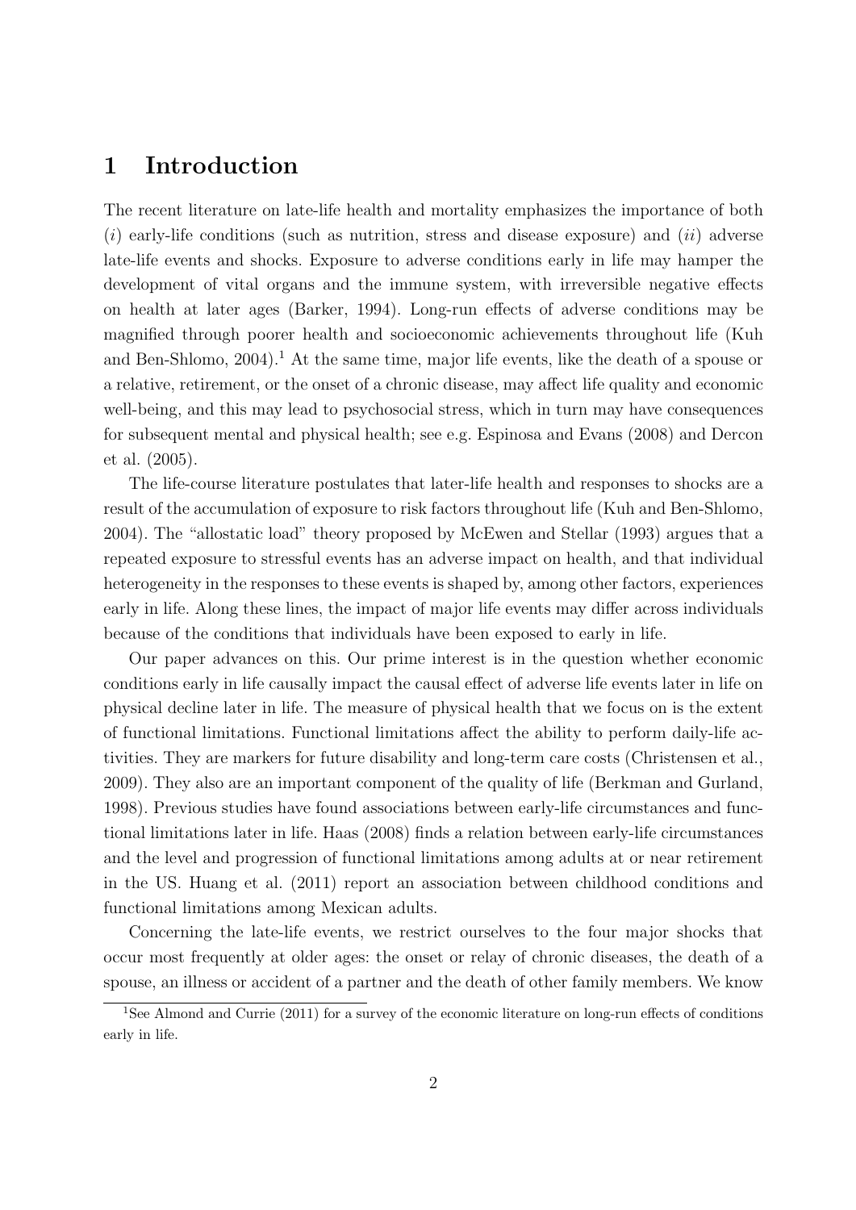# 1 Introduction

The recent literature on late-life health and mortality emphasizes the importance of both (*i*) early-life conditions (such as nutrition, stress and disease exposure) and (*ii*) adverse late-life events and shocks. Exposure to adverse conditions early in life may hamper the development of vital organs and the immune system, with irreversible negative effects on health at later ages (Barker, 1994). Long-run effects of adverse conditions may be magnified through poorer health and socioeconomic achievements throughout life (Kuh and Ben-Shlomo, 2004).[1] At the same time, major life events, like the death of a spouse or a relative, retirement, or the onset of a chronic disease, may affect life quality and economic well-being, and this may lead to psychosocial stress, which in turn may have consequences for subsequent mental and physical health; see e.g. Espinosa and Evans (2008) and Dercon et al. (2005).

The life-course literature postulates that later-life health and responses to shocks are a result of the accumulation of exposure to risk factors throughout life (Kuh and Ben-Shlomo, 2004). The "allostatic load" theory proposed by McEwen and Stellar (1993) argues that a repeated exposure to stressful events has an adverse impact on health, and that individual heterogeneity in the responses to these events is shaped by, among other factors, experiences early in life. Along these lines, the impact of major life events may differ across individuals because of the conditions that individuals have been exposed to early in life.

Our paper advances on this. Our prime interest is in the question whether economic conditions early in life causally impact the causal effect of adverse life events later in life on physical decline later in life. The measure of physical health that we focus on is the extent of functional limitations. Functional limitations affect the ability to perform daily-life activities. They are markers for future disability and long-term care costs (Christensen et al., 2009). They also are an important component of the quality of life (Berkman and Gurland, 1998). Previous studies have found associations between early-life circumstances and functional limitations later in life. Haas (2008) finds a relation between early-life circumstances and the level and progression of functional limitations among adults at or near retirement in the US. Huang et al. (2011) report an association between childhood conditions and functional limitations among Mexican adults.

Concerning the late-life events, we restrict ourselves to the four major shocks that occur most frequently at older ages: the onset or relay of chronic diseases, the death of a spouse, an illness or accident of a partner and the death of other family members. We know

[1] See Almond and Currie (2011) for a survey of the economic literature on long-run effects of conditions early in life.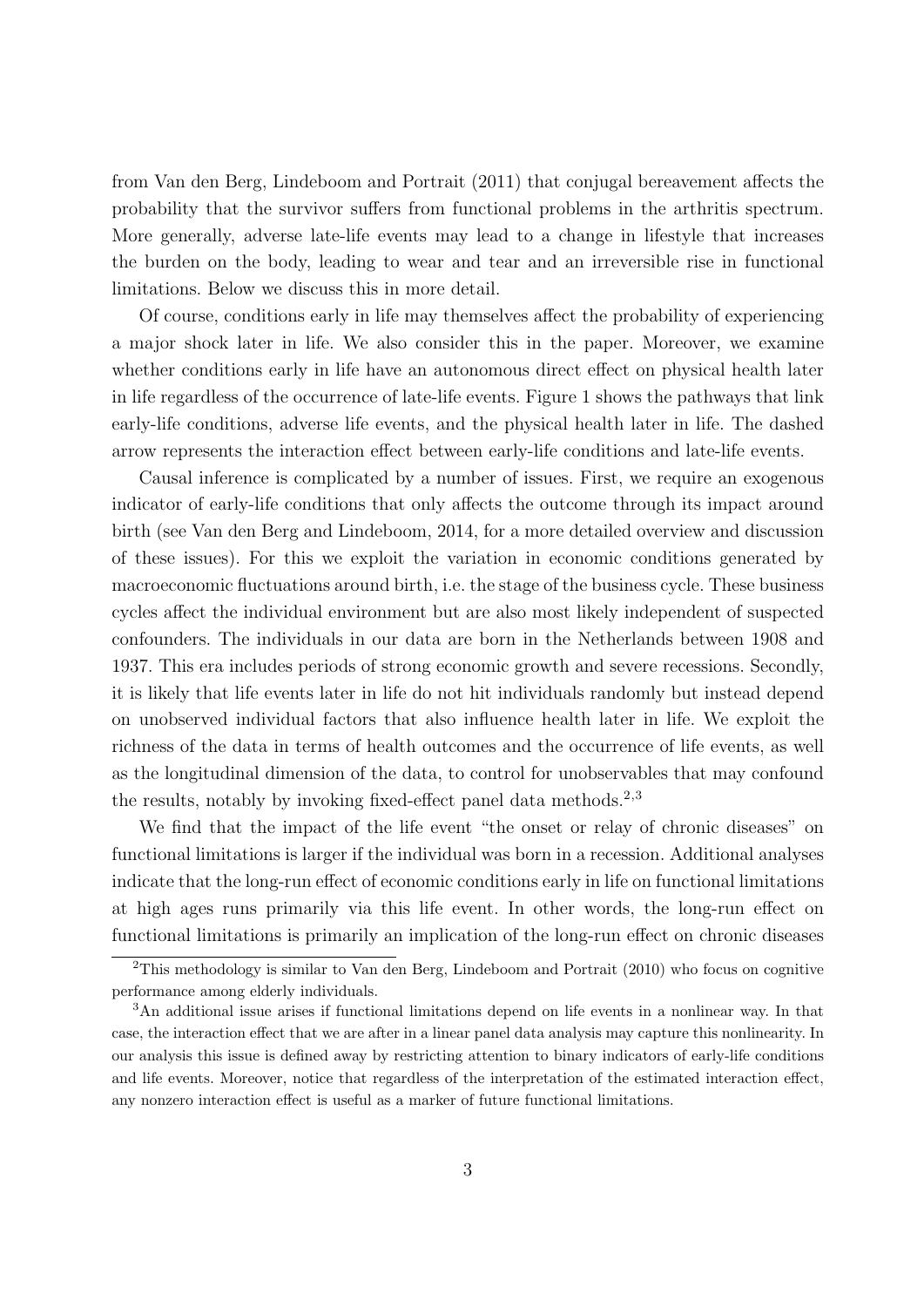from Van den Berg, Lindeboom and Portrait (2011) that conjugal bereavement affects the probability that the survivor suffers from functional problems in the arthritis spectrum. More generally, adverse late-life events may lead to a change in lifestyle that increases the burden on the body, leading to wear and tear and an irreversible rise in functional limitations. Below we discuss this in more detail.

Of course, conditions early in life may themselves affect the probability of experiencing a major shock later in life. We also consider this in the paper. Moreover, we examine whether conditions early in life have an autonomous direct effect on physical health later in life regardless of the occurrence of late-life events. Figure 1 shows the pathways that link early-life conditions, adverse life events, and the physical health later in life. The dashed arrow represents the interaction effect between early-life conditions and late-life events.

Causal inference is complicated by a number of issues. First, we require an exogenous indicator of early-life conditions that only affects the outcome through its impact around birth (see Van den Berg and Lindeboom, 2014, for a more detailed overview and discussion of these issues). For this we exploit the variation in economic conditions generated by macroeconomic fluctuations around birth, i.e. the stage of the business cycle. These business cycles affect the individual environment but are also most likely independent of suspected confounders. The individuals in our data are born in the Netherlands between 1908 and 1937. This era includes periods of strong economic growth and severe recessions. Secondly, it is likely that life events later in life do not hit individuals randomly but instead depend on unobserved individual factors that also influence health later in life. We exploit the richness of the data in terms of health outcomes and the occurrence of life events, as well as the longitudinal dimension of the data, to control for unobservables that may confound the results, notably by invoking fixed-effect panel data methods.[2,3]

We find that the impact of the life event "the onset or relay of chronic diseases" on functional limitations is larger if the individual was born in a recession. Additional analyses indicate that the long-run effect of economic conditions early in life on functional limitations at high ages runs primarily via this life event. In other words, the long-run effect on functional limitations is primarily an implication of the long-run effect on chronic diseases

[2]This methodology is similar to Van den Berg, Lindeboom and Portrait (2010) who focus on cognitive performance among elderly individuals.

[3]An additional issue arises if functional limitations depend on life events in a nonlinear way. In that case, the interaction effect that we are after in a linear panel data analysis may capture this nonlinearity. In our analysis this issue is defined away by restricting attention to binary indicators of early-life conditions and life events. Moreover, notice that regardless of the interpretation of the estimated interaction effect, any nonzero interaction effect is useful as a marker of future functional limitations.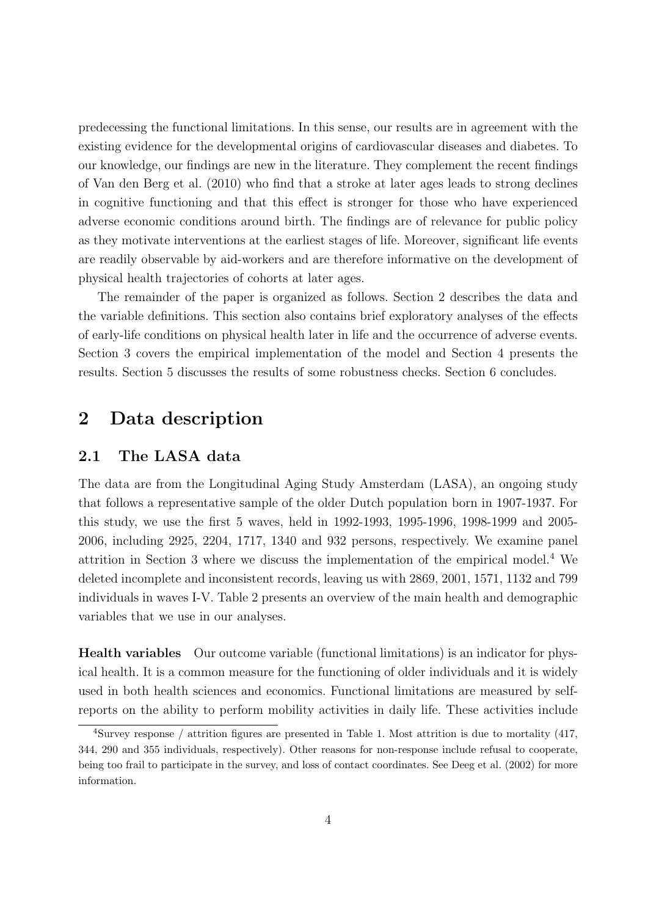predecessing the functional limitations. In this sense, our results are in agreement with the existing evidence for the developmental origins of cardiovascular diseases and diabetes. To our knowledge, our findings are new in the literature. They complement the recent findings of Van den Berg et al. (2010) who find that a stroke at later ages leads to strong declines in cognitive functioning and that this effect is stronger for those who have experienced adverse economic conditions around birth. The findings are of relevance for public policy as they motivate interventions at the earliest stages of life. Moreover, significant life events are readily observable by aid-workers and are therefore informative on the development of physical health trajectories of cohorts at later ages.

The remainder of the paper is organized as follows. Section 2 describes the data and the variable definitions. This section also contains brief exploratory analyses of the effects of early-life conditions on physical health later in life and the occurrence of adverse events. Section 3 covers the empirical implementation of the model and Section 4 presents the results. Section 5 discusses the results of some robustness checks. Section 6 concludes.

# 2 Data description

## 2.1 The LASA data

The data are from the Longitudinal Aging Study Amsterdam (LASA), an ongoing study that follows a representative sample of the older Dutch population born in 1907-1937. For this study, we use the first 5 waves, held in 1992-1993, 1995-1996, 1998-1999 and 2005-2006, including 2925, 2204, 1717, 1340 and 932 persons, respectively. We examine panel attrition in Section 3 where we discuss the implementation of the empirical model.[4] We deleted incomplete and inconsistent records, leaving us with 2869, 2001, 1571, 1132 and 799 individuals in waves I-V. Table 2 presents an overview of the main health and demographic variables that we use in our analyses.

**Health variables** Our outcome variable (functional limitations) is an indicator for physical health. It is a common measure for the functioning of older individuals and it is widely used in both health sciences and economics. Functional limitations are measured by self-reports on the ability to perform mobility activities in daily life. These activities include

[4] Survey response / attrition figures are presented in Table 1. Most attrition is due to mortality (417, 344, 290 and 355 individuals, respectively). Other reasons for non-response include refusal to cooperate, being too frail to participate in the survey, and loss of contact coordinates. See Deeg et al. (2002) for more information.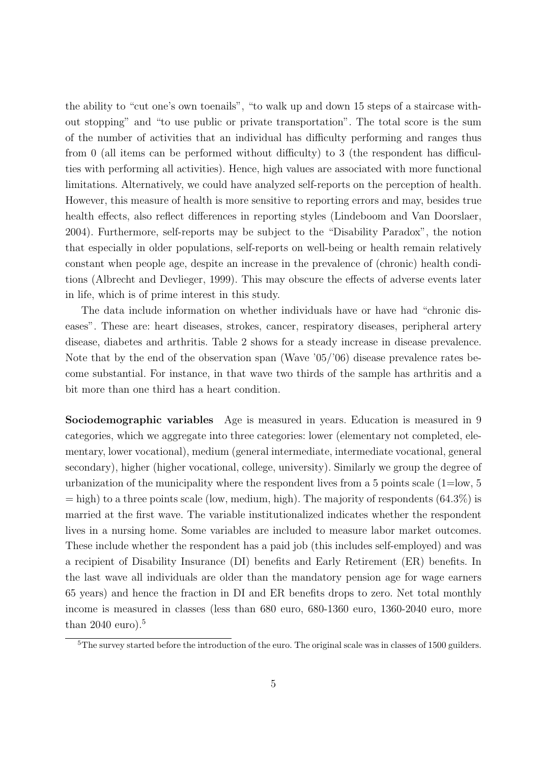the ability to "cut one's own toenails", "to walk up and down 15 steps of a staircase without stopping" and "to use public or private transportation". The total score is the sum of the number of activities that an individual has difficulty performing and ranges thus from 0 (all items can be performed without difficulty) to 3 (the respondent has difficulties with performing all activities). Hence, high values are associated with more functional limitations. Alternatively, we could have analyzed self-reports on the perception of health. However, this measure of health is more sensitive to reporting errors and may, besides true health effects, also reflect differences in reporting styles (Lindeboom and Van Doorslaer, 2004). Furthermore, self-reports may be subject to the "Disability Paradox", the notion that especially in older populations, self-reports on well-being or health remain relatively constant when people age, despite an increase in the prevalence of (chronic) health conditions (Albrecht and Devlieger, 1999). This may obscure the effects of adverse events later in life, which is of prime interest in this study.

The data include information on whether individuals have or have had "chronic diseases". These are: heart diseases, strokes, cancer, respiratory diseases, peripheral artery disease, diabetes and arthritis. Table 2 shows for a steady increase in disease prevalence. Note that by the end of the observation span (Wave '05/'06) disease prevalence rates become substantial. For instance, in that wave two thirds of the sample has arthritis and a bit more than one third has a heart condition.

**Sociodemographic variables** Age is measured in years. Education is measured in 9 categories, which we aggregate into three categories: lower (elementary not completed, elementary, lower vocational), medium (general intermediate, intermediate vocational, general secondary), higher (higher vocational, college, university). Similarly we group the degree of urbanization of the municipality where the respondent lives from a 5 points scale (1=low, 5 = high) to a three points scale (low, medium, high). The majority of respondents (64.3%) is married at the first wave. The variable institutionalized indicates whether the respondent lives in a nursing home. Some variables are included to measure labor market outcomes. These include whether the respondent has a paid job (this includes self-employed) and was a recipient of Disability Insurance (DI) benefits and Early Retirement (ER) benefits. In the last wave all individuals are older than the mandatory pension age for wage earners 65 years) and hence the fraction in DI and ER benefits drops to zero. Net total monthly income is measured in classes (less than 680 euro, 680-1360 euro, 1360-2040 euro, more than 2040 euro).[5]

[5]The survey started before the introduction of the euro. The original scale was in classes of 1500 guilders.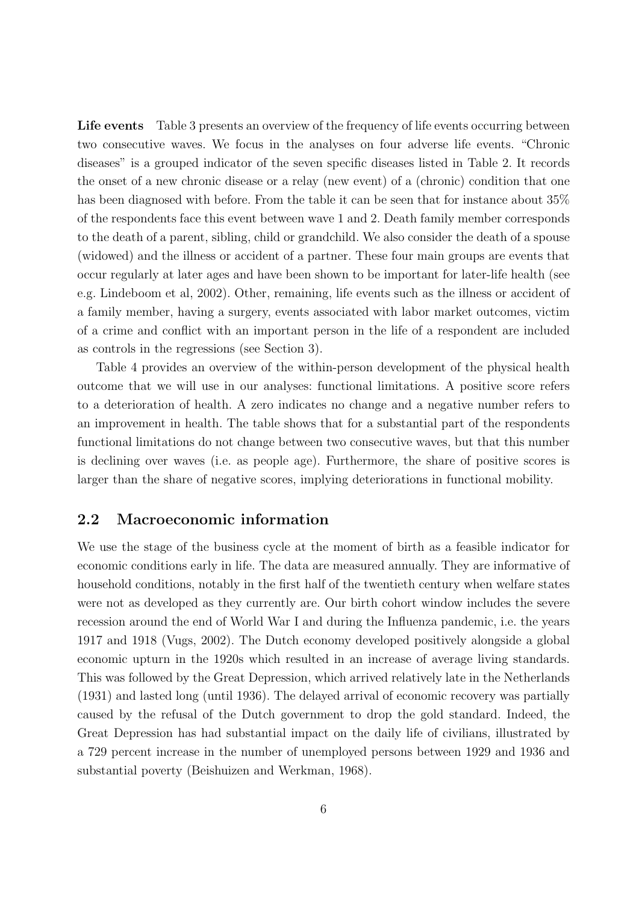**Life events** Table 3 presents an overview of the frequency of life events occurring between two consecutive waves. We focus in the analyses on four adverse life events. "Chronic diseases" is a grouped indicator of the seven specific diseases listed in Table 2. It records the onset of a new chronic disease or a relay (new event) of a (chronic) condition that one has been diagnosed with before. From the table it can be seen that for instance about 35% of the respondents face this event between wave 1 and 2. Death family member corresponds to the death of a parent, sibling, child or grandchild. We also consider the death of a spouse (widowed) and the illness or accident of a partner. These four main groups are events that occur regularly at later ages and have been shown to be important for later-life health (see e.g. Lindeboom et al, 2002). Other, remaining, life events such as the illness or accident of a family member, having a surgery, events associated with labor market outcomes, victim of a crime and conflict with an important person in the life of a respondent are included as controls in the regressions (see Section 3).

Table 4 provides an overview of the within-person development of the physical health outcome that we will use in our analyses: functional limitations. A positive score refers to a deterioration of health. A zero indicates no change and a negative number refers to an improvement in health. The table shows that for a substantial part of the respondents functional limitations do not change between two consecutive waves, but that this number is declining over waves (i.e. as people age). Furthermore, the share of positive scores is larger than the share of negative scores, implying deteriorations in functional mobility.

## 2.2 Macroeconomic information

We use the stage of the business cycle at the moment of birth as a feasible indicator for economic conditions early in life. The data are measured annually. They are informative of household conditions, notably in the first half of the twentieth century when welfare states were not as developed as they currently are. Our birth cohort window includes the severe recession around the end of World War I and during the Influenza pandemic, i.e. the years 1917 and 1918 (Vugs, 2002). The Dutch economy developed positively alongside a global economic upturn in the 1920s which resulted in an increase of average living standards. This was followed by the Great Depression, which arrived relatively late in the Netherlands (1931) and lasted long (until 1936). The delayed arrival of economic recovery was partially caused by the refusal of the Dutch government to drop the gold standard. Indeed, the Great Depression has had substantial impact on the daily life of civilians, illustrated by a 729 percent increase in the number of unemployed persons between 1929 and 1936 and substantial poverty (Beishuizen and Werkman, 1968).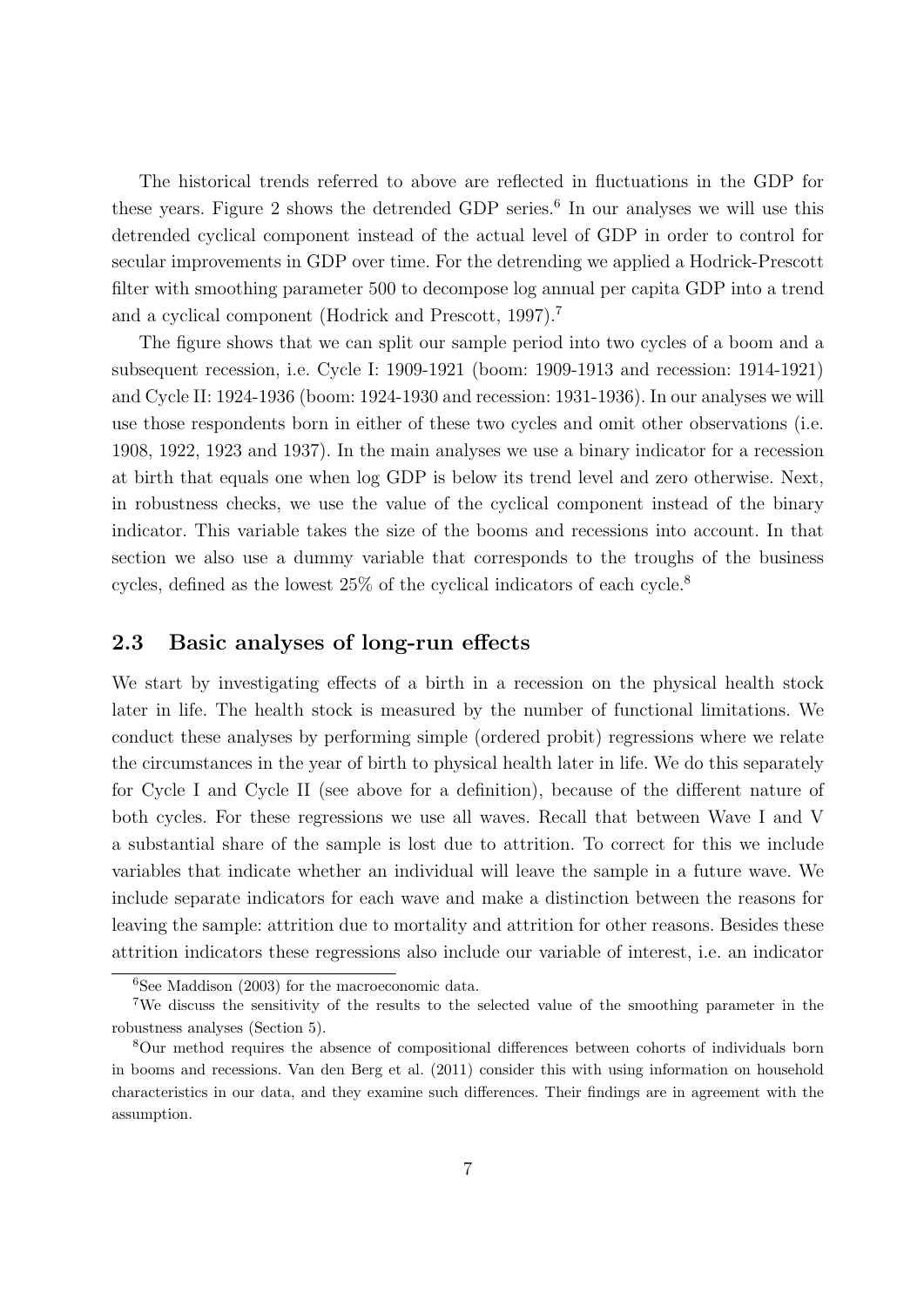The historical trends referred to above are reflected in fluctuations in the GDP for these years. Figure 2 shows the detrended GDP series.[6] In our analyses we will use this detrended cyclical component instead of the actual level of GDP in order to control for secular improvements in GDP over time. For the detrending we applied a Hodrick-Prescott filter with smoothing parameter 500 to decompose log annual per capita GDP into a trend and a cyclical component (Hodrick and Prescott, 1997).[7]

The figure shows that we can split our sample period into two cycles of a boom and a subsequent recession, i.e. Cycle I: 1909-1921 (boom: 1909-1913 and recession: 1914-1921) and Cycle II: 1924-1936 (boom: 1924-1930 and recession: 1931-1936). In our analyses we will use those respondents born in either of these two cycles and omit other observations (i.e. 1908, 1922, 1923 and 1937). In the main analyses we use a binary indicator for a recession at birth that equals one when log GDP is below its trend level and zero otherwise. Next, in robustness checks, we use the value of the cyclical component instead of the binary indicator. This variable takes the size of the booms and recessions into account. In that section we also use a dummy variable that corresponds to the troughs of the business cycles, defined as the lowest 25% of the cyclical indicators of each cycle.[8]

## 2.3 Basic analyses of long-run effects

We start by investigating effects of a birth in a recession on the physical health stock later in life. The health stock is measured by the number of functional limitations. We conduct these analyses by performing simple (ordered probit) regressions where we relate the circumstances in the year of birth to physical health later in life. We do this separately for Cycle I and Cycle II (see above for a definition), because of the different nature of both cycles. For these regressions we use all waves. Recall that between Wave I and V a substantial share of the sample is lost due to attrition. To correct for this we include variables that indicate whether an individual will leave the sample in a future wave. We include separate indicators for each wave and make a distinction between the reasons for leaving the sample: attrition due to mortality and attrition for other reasons. Besides these attrition indicators these regressions also include our variable of interest, i.e. an indicator

[6] See Maddison (2003) for the macroeconomic data.

[7] We discuss the sensitivity of the results to the selected value of the smoothing parameter in the robustness analyses (Section 5).

[8] Our method requires the absence of compositional differences between cohorts of individuals born in booms and recessions. Van den Berg et al. (2011) consider this with using information on household characteristics in our data, and they examine such differences. Their findings are in agreement with the assumption.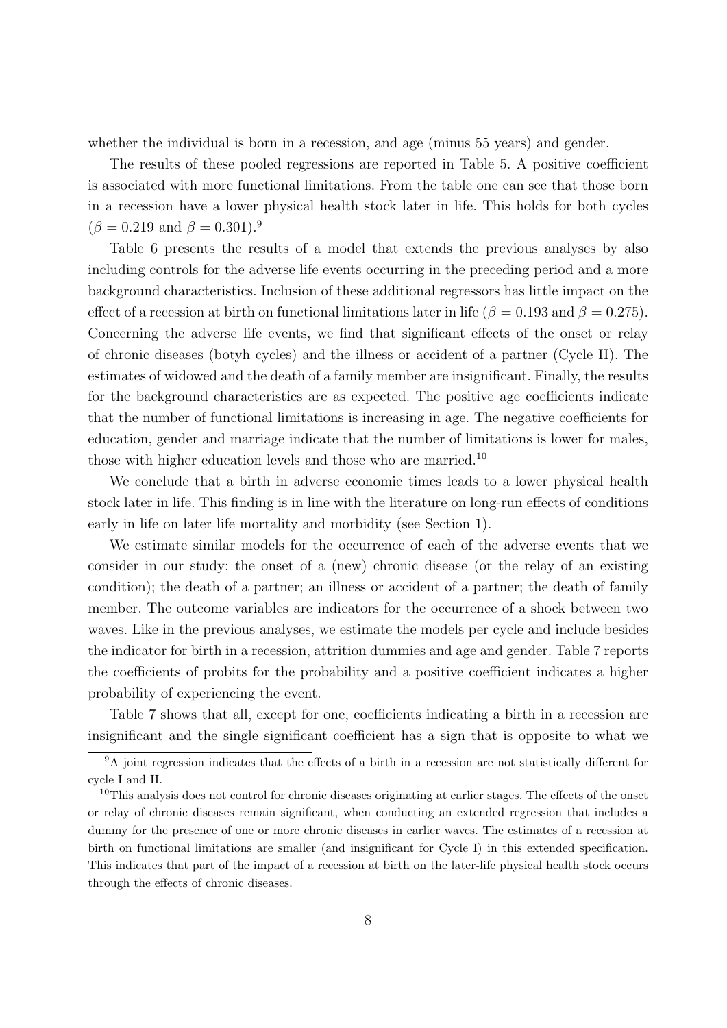whether the individual is born in a recession, and age (minus 55 years) and gender.

The results of these pooled regressions are reported in Table 5. A positive coefficient is associated with more functional limitations. From the table one can see that those born in a recession have a lower physical health stock later in life. This holds for both cycles ($\beta = 0.219$ and $\beta = 0.301$).[9]

Table 6 presents the results of a model that extends the previous analyses by also including controls for the adverse life events occurring in the preceding period and a more background characteristics. Inclusion of these additional regressors has little impact on the effect of a recession at birth on functional limitations later in life ($\beta = 0.193$ and $\beta = 0.275$). Concerning the adverse life events, we find that significant effects of the onset or relay of chronic diseases (botyh cycles) and the illness or accident of a partner (Cycle II). The estimates of widowed and the death of a family member are insignificant. Finally, the results for the background characteristics are as expected. The positive age coefficients indicate that the number of functional limitations is increasing in age. The negative coefficients for education, gender and marriage indicate that the number of limitations is lower for males, those with higher education levels and those who are married.[10]

We conclude that a birth in adverse economic times leads to a lower physical health stock later in life. This finding is in line with the literature on long-run effects of conditions early in life on later life mortality and morbidity (see Section 1).

We estimate similar models for the occurrence of each of the adverse events that we consider in our study: the onset of a (new) chronic disease (or the relay of an existing condition); the death of a partner; an illness or accident of a partner; the death of family member. The outcome variables are indicators for the occurrence of a shock between two waves. Like in the previous analyses, we estimate the models per cycle and include besides the indicator for birth in a recession, attrition dummies and age and gender. Table 7 reports the coefficients of probits for the probability and a positive coefficient indicates a higher probability of experiencing the event.

Table 7 shows that all, except for one, coefficients indicating a birth in a recession are insignificant and the single significant coefficient has a sign that is opposite to what we

[9] A joint regression indicates that the effects of a birth in a recession are not statistically different for cycle I and II.

[10] This analysis does not control for chronic diseases originating at earlier stages. The effects of the onset or relay of chronic diseases remain significant, when conducting an extended regression that includes a dummy for the presence of one or more chronic diseases in earlier waves. The estimates of a recession at birth on functional limitations are smaller (and insignificant for Cycle I) in this extended specification. This indicates that part of the impact of a recession at birth on the later-life physical health stock occurs through the effects of chronic diseases.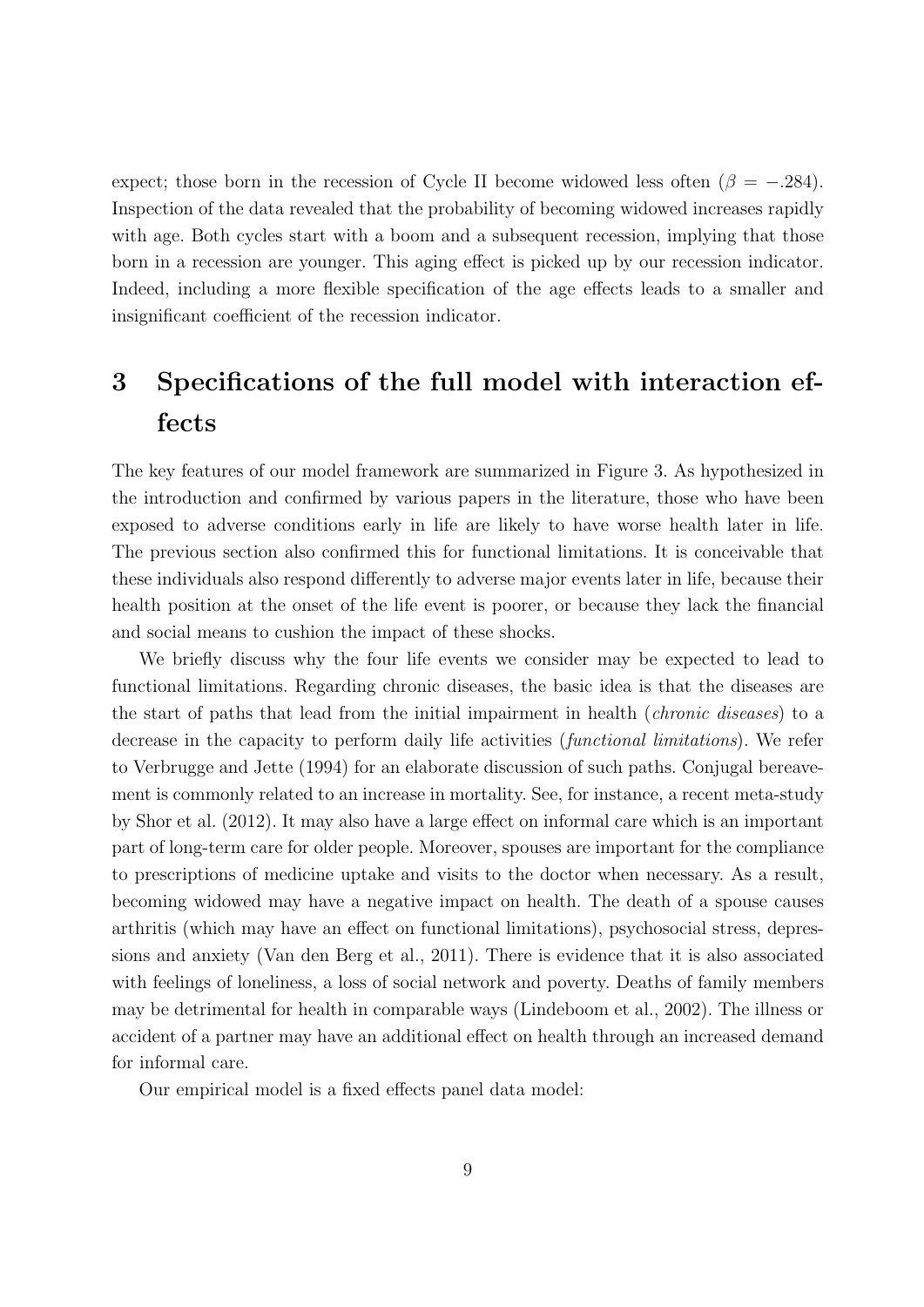expect; those born in the recession of Cycle II become widowed less often ($\beta = -.284$). Inspection of the data revealed that the probability of becoming widowed increases rapidly with age. Both cycles start with a boom and a subsequent recession, implying that those born in a recession are younger. This aging effect is picked up by our recession indicator. Indeed, including a more flexible specification of the age effects leads to a smaller and insignificant coefficient of the recession indicator.

# 3 Specifications of the full model with interaction effects

The key features of our model framework are summarized in Figure 3. As hypothesized in the introduction and confirmed by various papers in the literature, those who have been exposed to adverse conditions early in life are likely to have worse health later in life. The previous section also confirmed this for functional limitations. It is conceivable that these individuals also respond differently to adverse major events later in life, because their health position at the onset of the life event is poorer, or because they lack the financial and social means to cushion the impact of these shocks.

We briefly discuss why the four life events we consider may be expected to lead to functional limitations. Regarding chronic diseases, the basic idea is that the diseases are the start of paths that lead from the initial impairment in health (*chronic diseases*) to a decrease in the capacity to perform daily life activities (*functional limitations*). We refer to Verbrugge and Jette (1994) for an elaborate discussion of such paths. Conjugal bereavement is commonly related to an increase in mortality. See, for instance, a recent meta-study by Shor et al. (2012). It may also have a large effect on informal care which is an important part of long-term care for older people. Moreover, spouses are important for the compliance to prescriptions of medicine uptake and visits to the doctor when necessary. As a result, becoming widowed may have a negative impact on health. The death of a spouse causes arthritis (which may have an effect on functional limitations), psychosocial stress, depressions and anxiety (Van den Berg et al., 2011). There is evidence that it is also associated with feelings of loneliness, a loss of social network and poverty. Deaths of family members may be detrimental for health in comparable ways (Lindeboom et al., 2002). The illness or accident of a partner may have an additional effect on health through an increased demand for informal care.

Our empirical model is a fixed effects panel data model: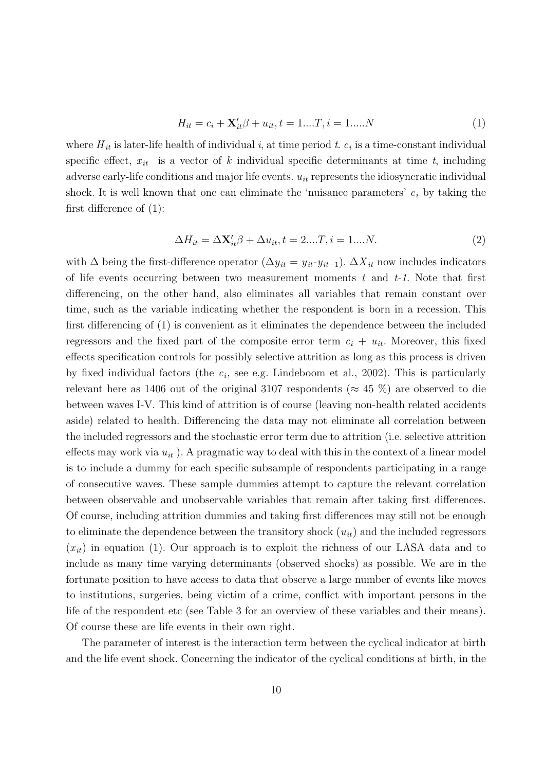$$H_{it} = c_i + \mathbf{X}'_{it}\beta + u_{it}, t = 1....T, i = 1.....N \tag{1}$$

where $H_{it}$ is later-life health of individual $i$, at time period $t$. $c_i$ is a time-constant individual specific effect, $x_{it}$ is a vector of $k$ individual specific determinants at time $t$, including adverse early-life conditions and major life events. $u_{it}$ represents the idiosyncratic individual shock. It is well known that one can eliminate the 'nuisance parameters' $c_i$ by taking the first difference of (1):

$$\Delta H_{it} = \Delta \mathbf{X}'_{it}\beta + \Delta u_{it}, t = 2....T, i = 1....N. \tag{2}$$

with $\Delta$ being the first-difference operator ($\Delta y_{it} = y_{it}$-$y_{it-1}$). $\Delta X_{it}$ now includes indicators of life events occurring between two measurement moments $t$ and $t$-$1$. Note that first differencing, on the other hand, also eliminates all variables that remain constant over time, such as the variable indicating whether the respondent is born in a recession. This first differencing of (1) is convenient as it eliminates the dependence between the included regressors and the fixed part of the composite error term $c_i + u_{it}$. Moreover, this fixed effects specification controls for possibly selective attrition as long as this process is driven by fixed individual factors (the $c_i$, see e.g. Lindeboom et al., 2002). This is particularly relevant here as 1406 out of the original 3107 respondents ($\approx$ 45 %) are observed to die between waves I-V. This kind of attrition is of course (leaving non-health related accidents aside) related to health. Differencing the data may not eliminate all correlation between the included regressors and the stochastic error term due to attrition (i.e. selective attrition effects may work via $u_{it}$ ). A pragmatic way to deal with this in the context of a linear model is to include a dummy for each specific subsample of respondents participating in a range of consecutive waves. These sample dummies attempt to capture the relevant correlation between observable and unobservable variables that remain after taking first differences. Of course, including attrition dummies and taking first differences may still not be enough to eliminate the dependence between the transitory shock ($u_{it}$) and the included regressors ($x_{it}$) in equation (1). Our approach is to exploit the richness of our LASA data and to include as many time varying determinants (observed shocks) as possible. We are in the fortunate position to have access to data that observe a large number of events like moves to institutions, surgeries, being victim of a crime, conflict with important persons in the life of the respondent etc (see Table 3 for an overview of these variables and their means). Of course these are life events in their own right.

The parameter of interest is the interaction term between the cyclical indicator at birth and the life event shock. Concerning the indicator of the cyclical conditions at birth, in the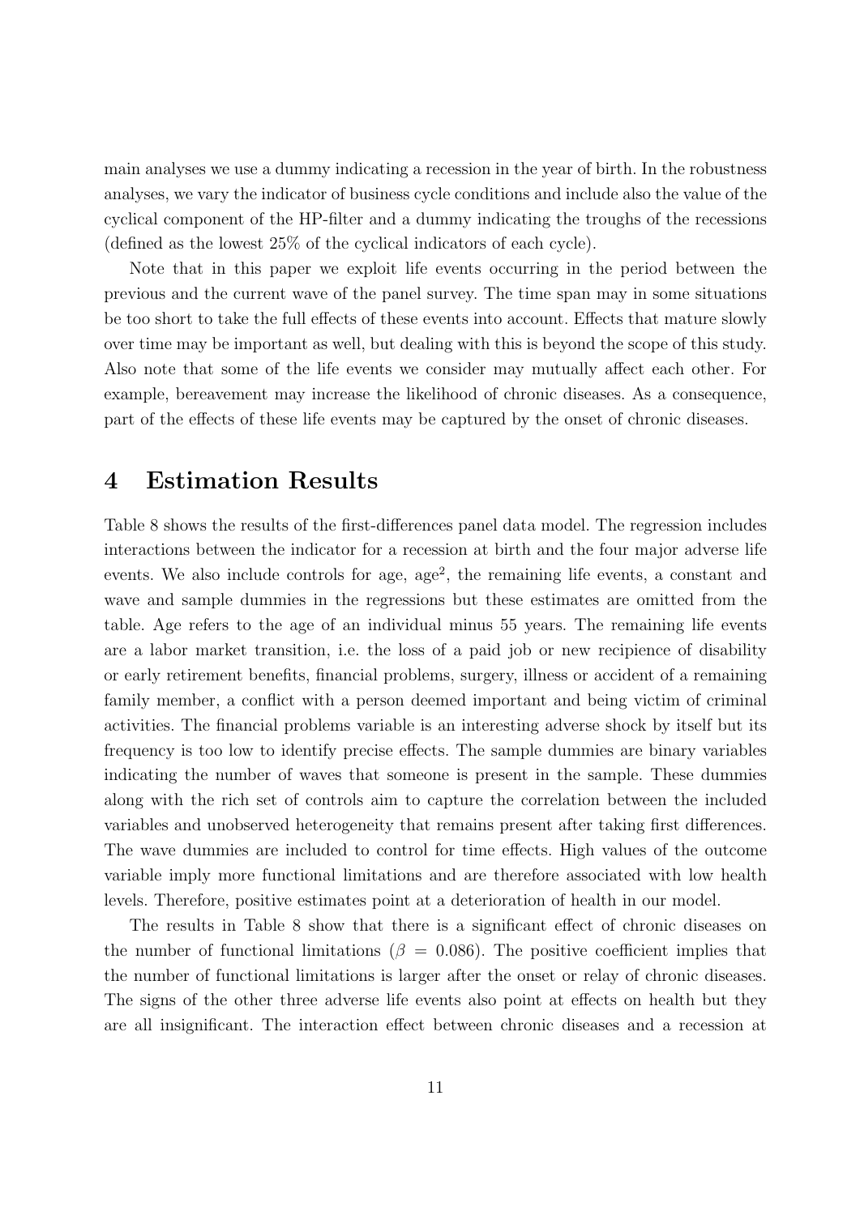main analyses we use a dummy indicating a recession in the year of birth. In the robustness analyses, we vary the indicator of business cycle conditions and include also the value of the cyclical component of the HP-filter and a dummy indicating the troughs of the recessions (defined as the lowest 25% of the cyclical indicators of each cycle).

Note that in this paper we exploit life events occurring in the period between the previous and the current wave of the panel survey. The time span may in some situations be too short to take the full effects of these events into account. Effects that mature slowly over time may be important as well, but dealing with this is beyond the scope of this study. Also note that some of the life events we consider may mutually affect each other. For example, bereavement may increase the likelihood of chronic diseases. As a consequence, part of the effects of these life events may be captured by the onset of chronic diseases.

# 4 Estimation Results

Table 8 shows the results of the first-differences panel data model. The regression includes interactions between the indicator for a recession at birth and the four major adverse life events. We also include controls for age, age$^2$, the remaining life events, a constant and wave and sample dummies in the regressions but these estimates are omitted from the table. Age refers to the age of an individual minus 55 years. The remaining life events are a labor market transition, i.e. the loss of a paid job or new recipience of disability or early retirement benefits, financial problems, surgery, illness or accident of a remaining family member, a conflict with a person deemed important and being victim of criminal activities. The financial problems variable is an interesting adverse shock by itself but its frequency is too low to identify precise effects. The sample dummies are binary variables indicating the number of waves that someone is present in the sample. These dummies along with the rich set of controls aim to capture the correlation between the included variables and unobserved heterogeneity that remains present after taking first differences. The wave dummies are included to control for time effects. High values of the outcome variable imply more functional limitations and are therefore associated with low health levels. Therefore, positive estimates point at a deterioration of health in our model.

The results in Table 8 show that there is a significant effect of chronic diseases on the number of functional limitations ($\beta = 0.086$). The positive coefficient implies that the number of functional limitations is larger after the onset or relay of chronic diseases. The signs of the other three adverse life events also point at effects on health but they are all insignificant. The interaction effect between chronic diseases and a recession at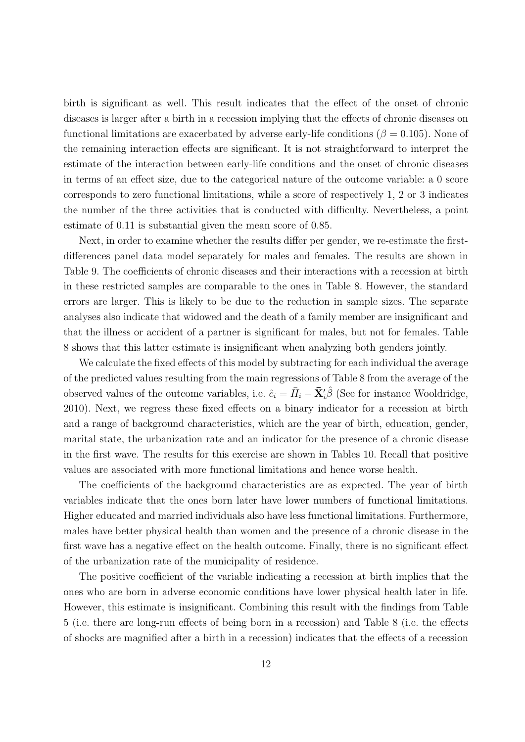birth is significant as well. This result indicates that the effect of the onset of chronic diseases is larger after a birth in a recession implying that the effects of chronic diseases on functional limitations are exacerbated by adverse early-life conditions ($\beta = 0.105$). None of the remaining interaction effects are significant. It is not straightforward to interpret the estimate of the interaction between early-life conditions and the onset of chronic diseases in terms of an effect size, due to the categorical nature of the outcome variable: a 0 score corresponds to zero functional limitations, while a score of respectively 1, 2 or 3 indicates the number of the three activities that is conducted with difficulty. Nevertheless, a point estimate of 0.11 is substantial given the mean score of 0.85.

Next, in order to examine whether the results differ per gender, we re-estimate the first-differences panel data model separately for males and females. The results are shown in Table 9. The coefficients of chronic diseases and their interactions with a recession at birth in these restricted samples are comparable to the ones in Table 8. However, the standard errors are larger. This is likely to be due to the reduction in sample sizes. The separate analyses also indicate that widowed and the death of a family member are insignificant and that the illness or accident of a partner is significant for males, but not for females. Table 8 shows that this latter estimate is insignificant when analyzing both genders jointly.

We calculate the fixed effects of this model by subtracting for each individual the average of the predicted values resulting from the main regressions of Table 8 from the average of the observed values of the outcome variables, i.e. $\hat{c}_i = \bar{H}_i - \bar{\mathbf{X}}_i'\hat{\beta}$ (See for instance Wooldridge, 2010). Next, we regress these fixed effects on a binary indicator for a recession at birth and a range of background characteristics, which are the year of birth, education, gender, marital state, the urbanization rate and an indicator for the presence of a chronic disease in the first wave. The results for this exercise are shown in Tables 10. Recall that positive values are associated with more functional limitations and hence worse health.

The coefficients of the background characteristics are as expected. The year of birth variables indicate that the ones born later have lower numbers of functional limitations. Higher educated and married individuals also have less functional limitations. Furthermore, males have better physical health than women and the presence of a chronic disease in the first wave has a negative effect on the health outcome. Finally, there is no significant effect of the urbanization rate of the municipality of residence.

The positive coefficient of the variable indicating a recession at birth implies that the ones who are born in adverse economic conditions have lower physical health later in life. However, this estimate is insignificant. Combining this result with the findings from Table 5 (i.e. there are long-run effects of being born in a recession) and Table 8 (i.e. the effects of shocks are magnified after a birth in a recession) indicates that the effects of a recession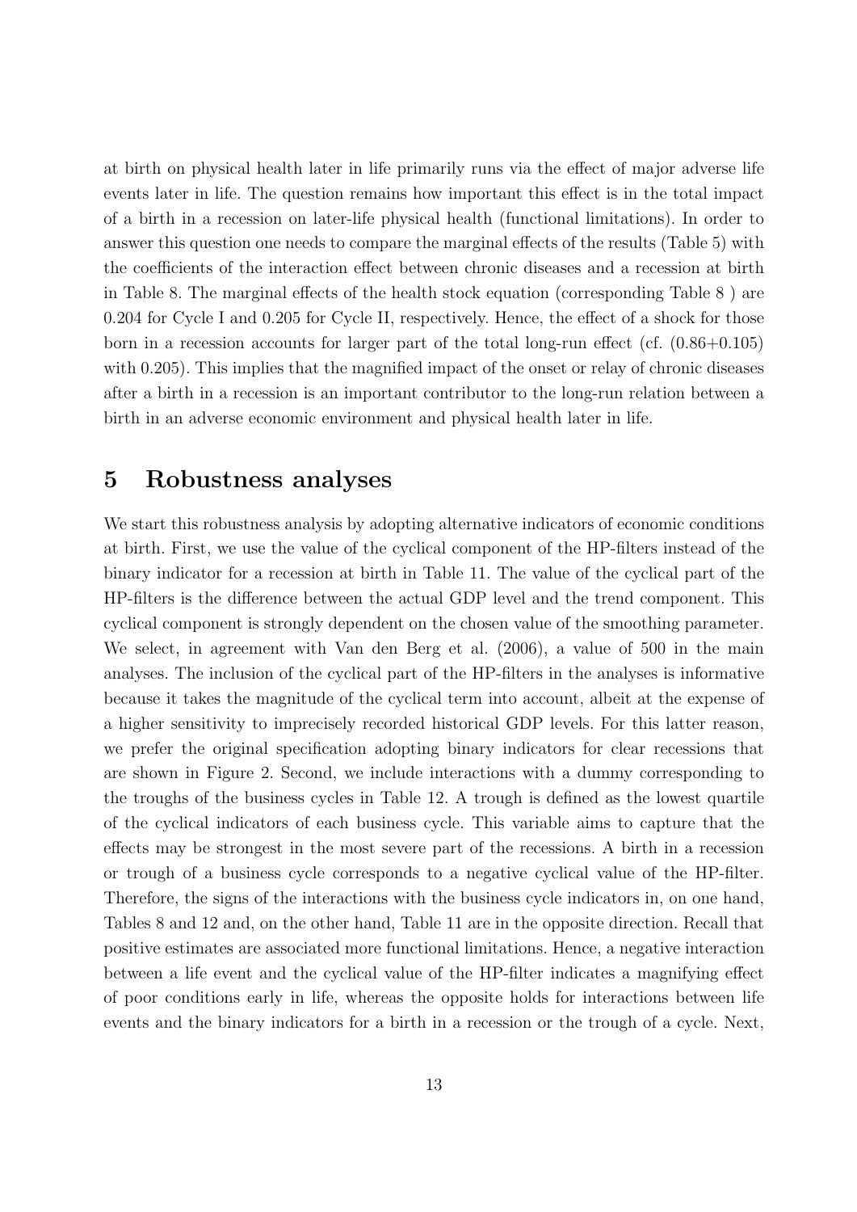at birth on physical health later in life primarily runs via the effect of major adverse life events later in life. The question remains how important this effect is in the total impact of a birth in a recession on later-life physical health (functional limitations). In order to answer this question one needs to compare the marginal effects of the results (Table 5) with the coefficients of the interaction effect between chronic diseases and a recession at birth in Table 8. The marginal effects of the health stock equation (corresponding Table 8 ) are 0.204 for Cycle I and 0.205 for Cycle II, respectively. Hence, the effect of a shock for those born in a recession accounts for larger part of the total long-run effect (cf. (0.86+0.105) with 0.205). This implies that the magnified impact of the onset or relay of chronic diseases after a birth in a recession is an important contributor to the long-run relation between a birth in an adverse economic environment and physical health later in life.

## 5 Robustness analyses

We start this robustness analysis by adopting alternative indicators of economic conditions at birth. First, we use the value of the cyclical component of the HP-filters instead of the binary indicator for a recession at birth in Table 11. The value of the cyclical part of the HP-filters is the difference between the actual GDP level and the trend component. This cyclical component is strongly dependent on the chosen value of the smoothing parameter. We select, in agreement with Van den Berg et al. (2006), a value of 500 in the main analyses. The inclusion of the cyclical part of the HP-filters in the analyses is informative because it takes the magnitude of the cyclical term into account, albeit at the expense of a higher sensitivity to imprecisely recorded historical GDP levels. For this latter reason, we prefer the original specification adopting binary indicators for clear recessions that are shown in Figure 2. Second, we include interactions with a dummy corresponding to the troughs of the business cycles in Table 12. A trough is defined as the lowest quartile of the cyclical indicators of each business cycle. This variable aims to capture that the effects may be strongest in the most severe part of the recessions. A birth in a recession or trough of a business cycle corresponds to a negative cyclical value of the HP-filter. Therefore, the signs of the interactions with the business cycle indicators in, on one hand, Tables 8 and 12 and, on the other hand, Table 11 are in the opposite direction. Recall that positive estimates are associated more functional limitations. Hence, a negative interaction between a life event and the cyclical value of the HP-filter indicates a magnifying effect of poor conditions early in life, whereas the opposite holds for interactions between life events and the binary indicators for a birth in a recession or the trough of a cycle. Next,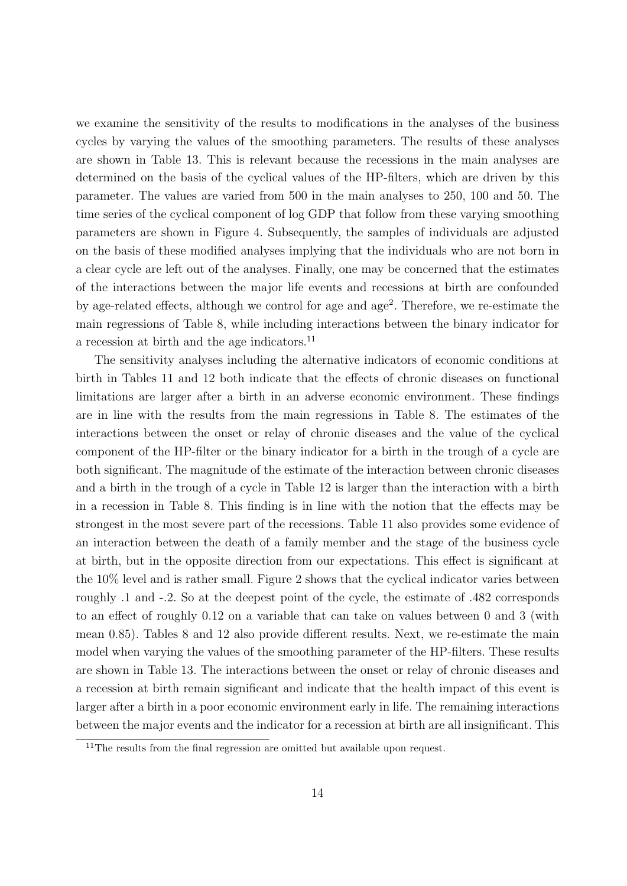we examine the sensitivity of the results to modifications in the analyses of the business cycles by varying the values of the smoothing parameters. The results of these analyses are shown in Table 13. This is relevant because the recessions in the main analyses are determined on the basis of the cyclical values of the HP-filters, which are driven by this parameter. The values are varied from 500 in the main analyses to 250, 100 and 50. The time series of the cyclical component of log GDP that follow from these varying smoothing parameters are shown in Figure 4. Subsequently, the samples of individuals are adjusted on the basis of these modified analyses implying that the individuals who are not born in a clear cycle are left out of the analyses. Finally, one may be concerned that the estimates of the interactions between the major life events and recessions at birth are confounded by age-related effects, although we control for age and age$^2$. Therefore, we re-estimate the main regressions of Table 8, while including interactions between the binary indicator for a recession at birth and the age indicators.[11]

The sensitivity analyses including the alternative indicators of economic conditions at birth in Tables 11 and 12 both indicate that the effects of chronic diseases on functional limitations are larger after a birth in an adverse economic environment. These findings are in line with the results from the main regressions in Table 8. The estimates of the interactions between the onset or relay of chronic diseases and the value of the cyclical component of the HP-filter or the binary indicator for a birth in the trough of a cycle are both significant. The magnitude of the estimate of the interaction between chronic diseases and a birth in the trough of a cycle in Table 12 is larger than the interaction with a birth in a recession in Table 8. This finding is in line with the notion that the effects may be strongest in the most severe part of the recessions. Table 11 also provides some evidence of an interaction between the death of a family member and the stage of the business cycle at birth, but in the opposite direction from our expectations. This effect is significant at the 10% level and is rather small. Figure 2 shows that the cyclical indicator varies between roughly .1 and -.2. So at the deepest point of the cycle, the estimate of .482 corresponds to an effect of roughly 0.12 on a variable that can take on values between 0 and 3 (with mean 0.85). Tables 8 and 12 also provide different results. Next, we re-estimate the main model when varying the values of the smoothing parameter of the HP-filters. These results are shown in Table 13. The interactions between the onset or relay of chronic diseases and a recession at birth remain significant and indicate that the health impact of this event is larger after a birth in a poor economic environment early in life. The remaining interactions between the major events and the indicator for a recession at birth are all insignificant. This

[11]The results from the final regression are omitted but available upon request.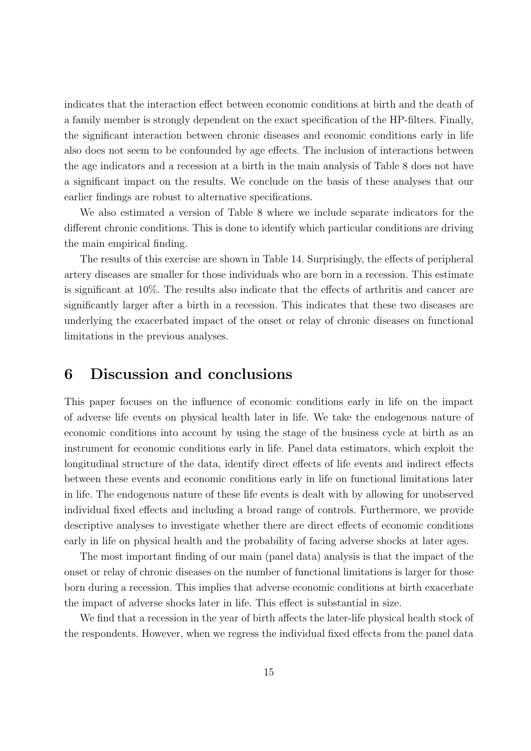indicates that the interaction effect between economic conditions at birth and the death of a family member is strongly dependent on the exact specification of the HP-filters. Finally, the significant interaction between chronic diseases and economic conditions early in life also does not seem to be confounded by age effects. The inclusion of interactions between the age indicators and a recession at a birth in the main analysis of Table 8 does not have a significant impact on the results. We conclude on the basis of these analyses that our earlier findings are robust to alternative specifications.

We also estimated a version of Table 8 where we include separate indicators for the different chronic conditions. This is done to identify which particular conditions are driving the main empirical finding.

The results of this exercise are shown in Table 14. Surprisingly, the effects of peripheral artery diseases are smaller for those individuals who are born in a recession. This estimate is significant at 10%. The results also indicate that the effects of arthritis and cancer are significantly larger after a birth in a recession. This indicates that these two diseases are underlying the exacerbated impact of the onset or relay of chronic diseases on functional limitations in the previous analyses.

# 6 Discussion and conclusions

This paper focuses on the influence of economic conditions early in life on the impact of adverse life events on physical health later in life. We take the endogenous nature of economic conditions into account by using the stage of the business cycle at birth as an instrument for economic conditions early in life. Panel data estimators, which exploit the longitudinal structure of the data, identify direct effects of life events and indirect effects between these events and economic conditions early in life on functional limitations later in life. The endogenous nature of these life events is dealt with by allowing for unobserved individual fixed effects and including a broad range of controls. Furthermore, we provide descriptive analyses to investigate whether there are direct effects of economic conditions early in life on physical health and the probability of facing adverse shocks at later ages.

The most important finding of our main (panel data) analysis is that the impact of the onset or relay of chronic diseases on the number of functional limitations is larger for those born during a recession. This implies that adverse economic conditions at birth exacerbate the impact of adverse shocks later in life. This effect is substantial in size.

We find that a recession in the year of birth affects the later-life physical health stock of the respondents. However, when we regress the individual fixed effects from the panel data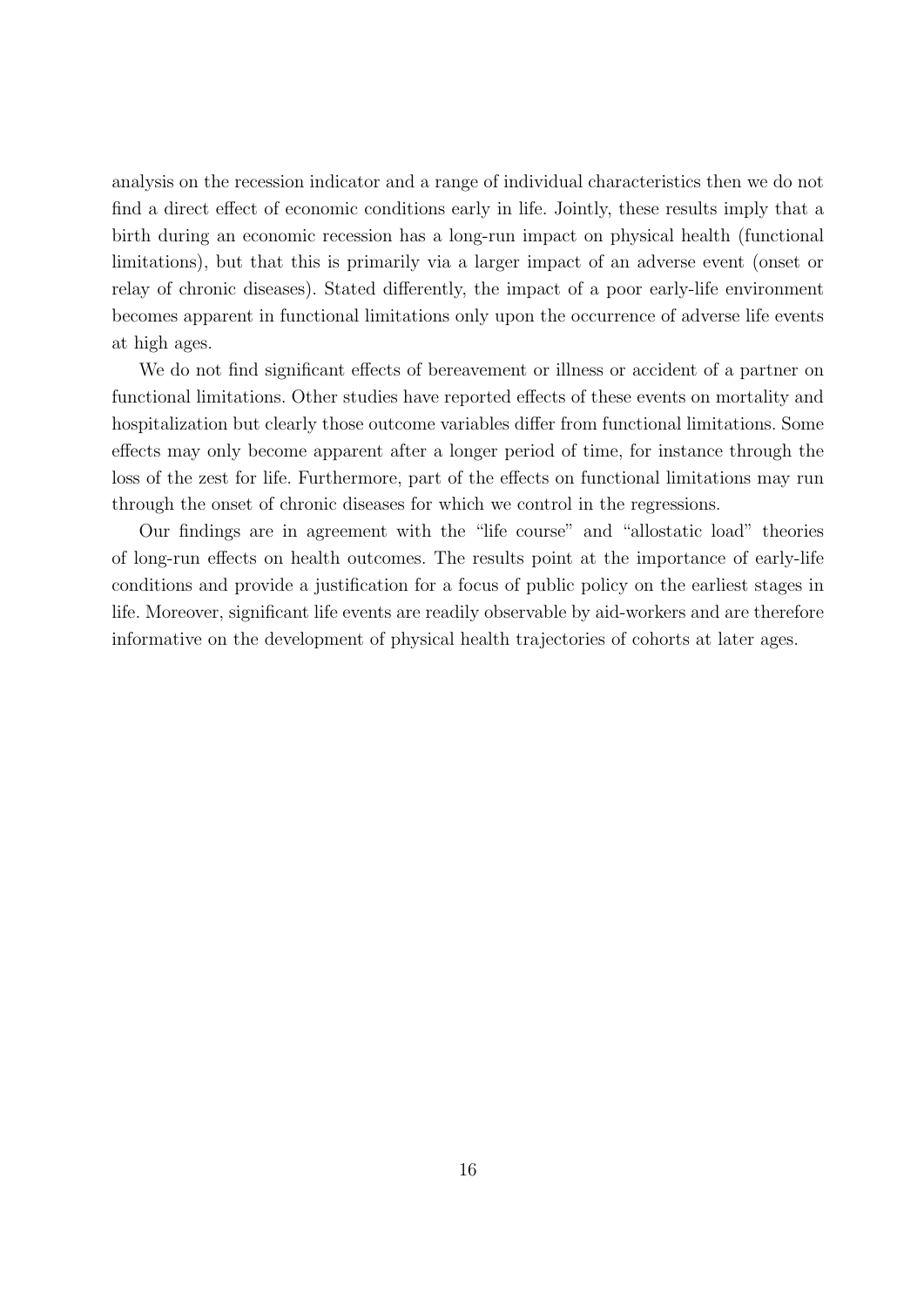analysis on the recession indicator and a range of individual characteristics then we do not find a direct effect of economic conditions early in life. Jointly, these results imply that a birth during an economic recession has a long-run impact on physical health (functional limitations), but that this is primarily via a larger impact of an adverse event (onset or relay of chronic diseases). Stated differently, the impact of a poor early-life environment becomes apparent in functional limitations only upon the occurrence of adverse life events at high ages.

We do not find significant effects of bereavement or illness or accident of a partner on functional limitations. Other studies have reported effects of these events on mortality and hospitalization but clearly those outcome variables differ from functional limitations. Some effects may only become apparent after a longer period of time, for instance through the loss of the zest for life. Furthermore, part of the effects on functional limitations may run through the onset of chronic diseases for which we control in the regressions.

Our findings are in agreement with the "life course" and "allostatic load" theories of long-run effects on health outcomes. The results point at the importance of early-life conditions and provide a justification for a focus of public policy on the earliest stages in life. Moreover, significant life events are readily observable by aid-workers and are therefore informative on the development of physical health trajectories of cohorts at later ages.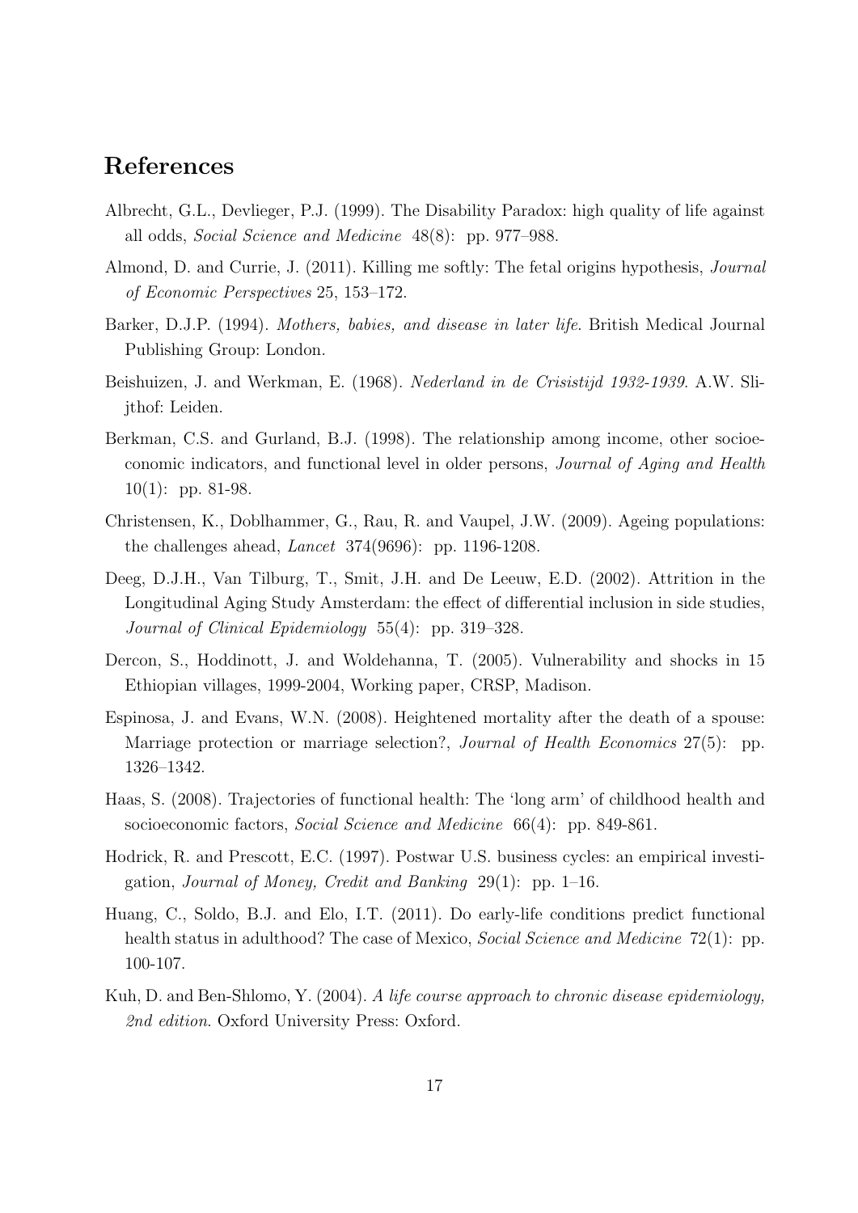## References

Albrecht, G.L., Devlieger, P.J. (1999). The Disability Paradox: high quality of life against all odds, *Social Science and Medicine* 48(8): pp. 977–988.

Almond, D. and Currie, J. (2011). Killing me softly: The fetal origins hypothesis, *Journal of Economic Perspectives* 25, 153–172.

Barker, D.J.P. (1994). *Mothers, babies, and disease in later life*. British Medical Journal Publishing Group: London.

Beishuizen, J. and Werkman, E. (1968). *Nederland in de Crisistijd 1932-1939*. A.W. Slijthof: Leiden.

Berkman, C.S. and Gurland, B.J. (1998). The relationship among income, other socioeconomic indicators, and functional level in older persons, *Journal of Aging and Health* 10(1): pp. 81-98.

Christensen, K., Doblhammer, G., Rau, R. and Vaupel, J.W. (2009). Ageing populations: the challenges ahead, *Lancet* 374(9696): pp. 1196-1208.

Deeg, D.J.H., Van Tilburg, T., Smit, J.H. and De Leeuw, E.D. (2002). Attrition in the Longitudinal Aging Study Amsterdam: the effect of differential inclusion in side studies, *Journal of Clinical Epidemiology* 55(4): pp. 319–328.

Dercon, S., Hoddinott, J. and Woldehanna, T. (2005). Vulnerability and shocks in 15 Ethiopian villages, 1999-2004, Working paper, CRSP, Madison.

Espinosa, J. and Evans, W.N. (2008). Heightened mortality after the death of a spouse: Marriage protection or marriage selection?, *Journal of Health Economics* 27(5): pp. 1326–1342.

Haas, S. (2008). Trajectories of functional health: The 'long arm' of childhood health and socioeconomic factors, *Social Science and Medicine* 66(4): pp. 849-861.

Hodrick, R. and Prescott, E.C. (1997). Postwar U.S. business cycles: an empirical investigation, *Journal of Money, Credit and Banking* 29(1): pp. 1–16.

Huang, C., Soldo, B.J. and Elo, I.T. (2011). Do early-life conditions predict functional health status in adulthood? The case of Mexico, *Social Science and Medicine* 72(1): pp. 100-107.

Kuh, D. and Ben-Shlomo, Y. (2004). *A life course approach to chronic disease epidemiology, 2nd edition*. Oxford University Press: Oxford.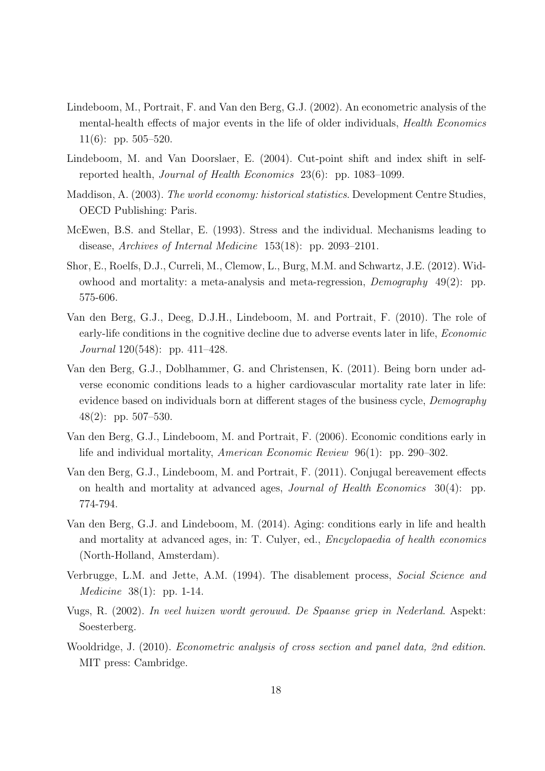Lindeboom, M., Portrait, F. and Van den Berg, G.J. (2002). An econometric analysis of the mental-health effects of major events in the life of older individuals, *Health Economics* 11(6): pp. 505–520.

Lindeboom, M. and Van Doorslaer, E. (2004). Cut-point shift and index shift in self-reported health, *Journal of Health Economics* 23(6): pp. 1083–1099.

Maddison, A. (2003). *The world economy: historical statistics*. Development Centre Studies, OECD Publishing: Paris.

McEwen, B.S. and Stellar, E. (1993). Stress and the individual. Mechanisms leading to disease, *Archives of Internal Medicine* 153(18): pp. 2093–2101.

Shor, E., Roelfs, D.J., Curreli, M., Clemow, L., Burg, M.M. and Schwartz, J.E. (2012). Widowhood and mortality: a meta-analysis and meta-regression, *Demography* 49(2): pp. 575-606.

Van den Berg, G.J., Deeg, D.J.H., Lindeboom, M. and Portrait, F. (2010). The role of early-life conditions in the cognitive decline due to adverse events later in life, *Economic Journal* 120(548): pp. 411–428.

Van den Berg, G.J., Doblhammer, G. and Christensen, K. (2011). Being born under adverse economic conditions leads to a higher cardiovascular mortality rate later in life: evidence based on individuals born at different stages of the business cycle, *Demography* 48(2): pp. 507–530.

Van den Berg, G.J., Lindeboom, M. and Portrait, F. (2006). Economic conditions early in life and individual mortality, *American Economic Review* 96(1): pp. 290–302.

Van den Berg, G.J., Lindeboom, M. and Portrait, F. (2011). Conjugal bereavement effects on health and mortality at advanced ages, *Journal of Health Economics* 30(4): pp. 774-794.

Van den Berg, G.J. and Lindeboom, M. (2014). Aging: conditions early in life and health and mortality at advanced ages, in: T. Culyer, ed., *Encyclopaedia of health economics* (North-Holland, Amsterdam).

Verbrugge, L.M. and Jette, A.M. (1994). The disablement process, *Social Science and Medicine* 38(1): pp. 1-14.

Vugs, R. (2002). *In veel huizen wordt gerouwd. De Spaanse griep in Nederland*. Aspekt: Soesterberg.

Wooldridge, J. (2010). *Econometric analysis of cross section and panel data, 2nd edition*. MIT press: Cambridge.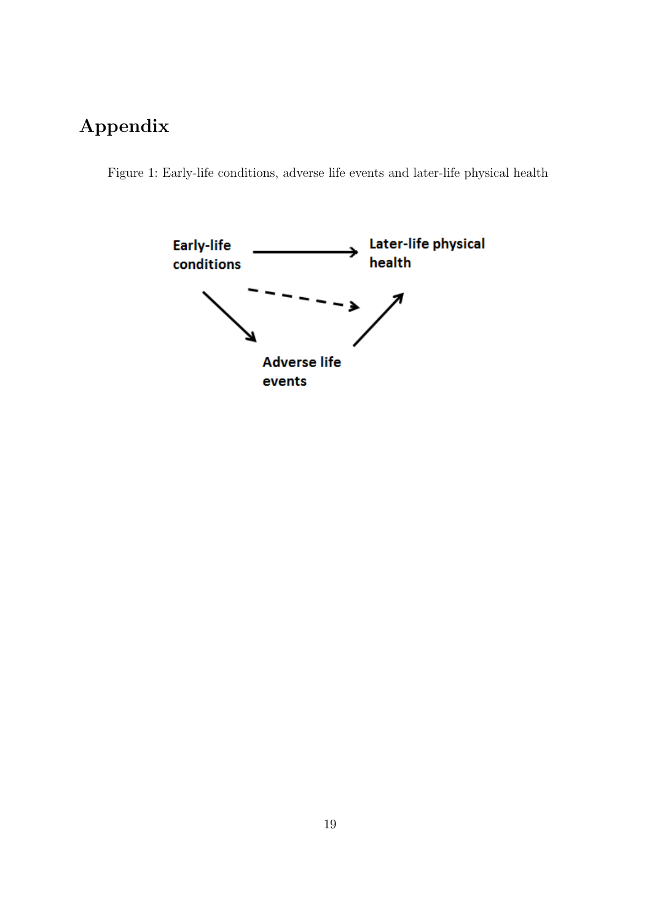# Appendix

Figure 1: Early-life conditions, adverse life events and later-life physical health

Early-life conditions

Later-life physical health

Adverse life events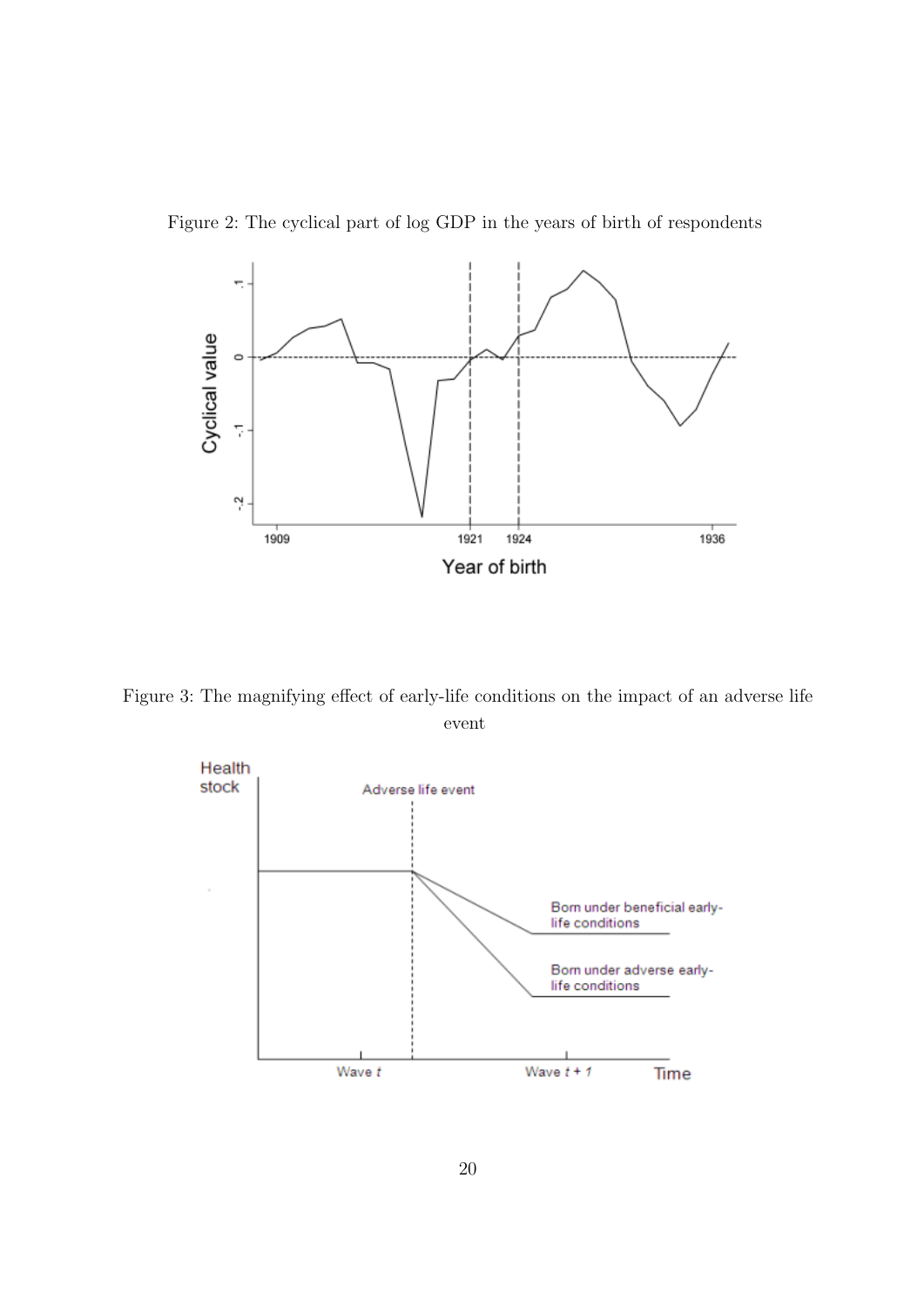Figure 2: The cyclical part of log GDP in the years of birth of respondents

Figure 3: The magnifying effect of early-life conditions on the impact of an adverse life event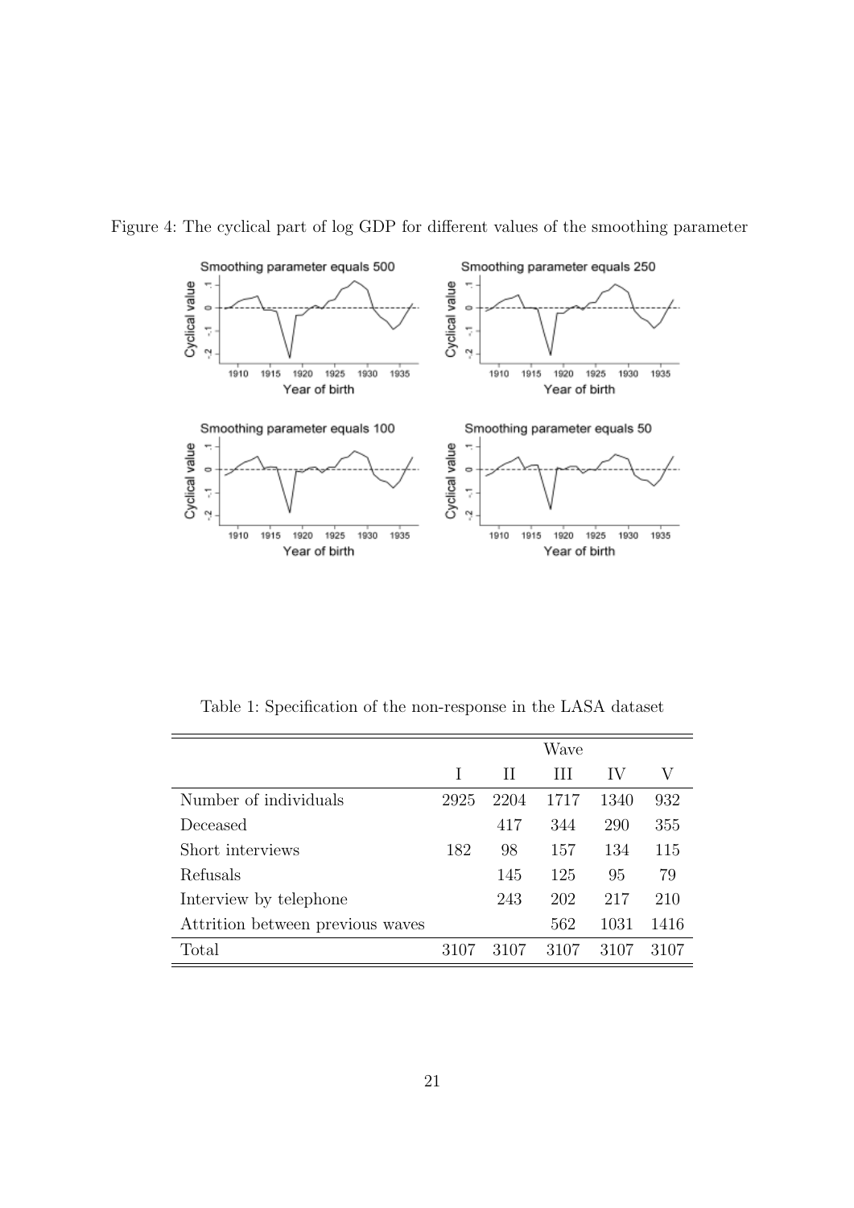Figure 4: The cyclical part of log GDP for different values of the smoothing parameter

Table 1: Specification of the non-response in the LASA dataset

| | Wave | | | | |
|---|---|---|---|---|---|
| | I | II | III | IV | V |
| Number of individuals | 2925 | 2204 | 1717 | 1340 | 932 |
| Deceased | | 417 | 344 | 290 | 355 |
| Short interviews | 182 | 98 | 157 | 134 | 115 |
| Refusals | | 145 | 125 | 95 | 79 |
| Interview by telephone | | 243 | 202 | 217 | 210 |
| Attrition between previous waves | | | 562 | 1031 | 1416 |
| Total | 3107 | 3107 | 3107 | 3107 | 3107 |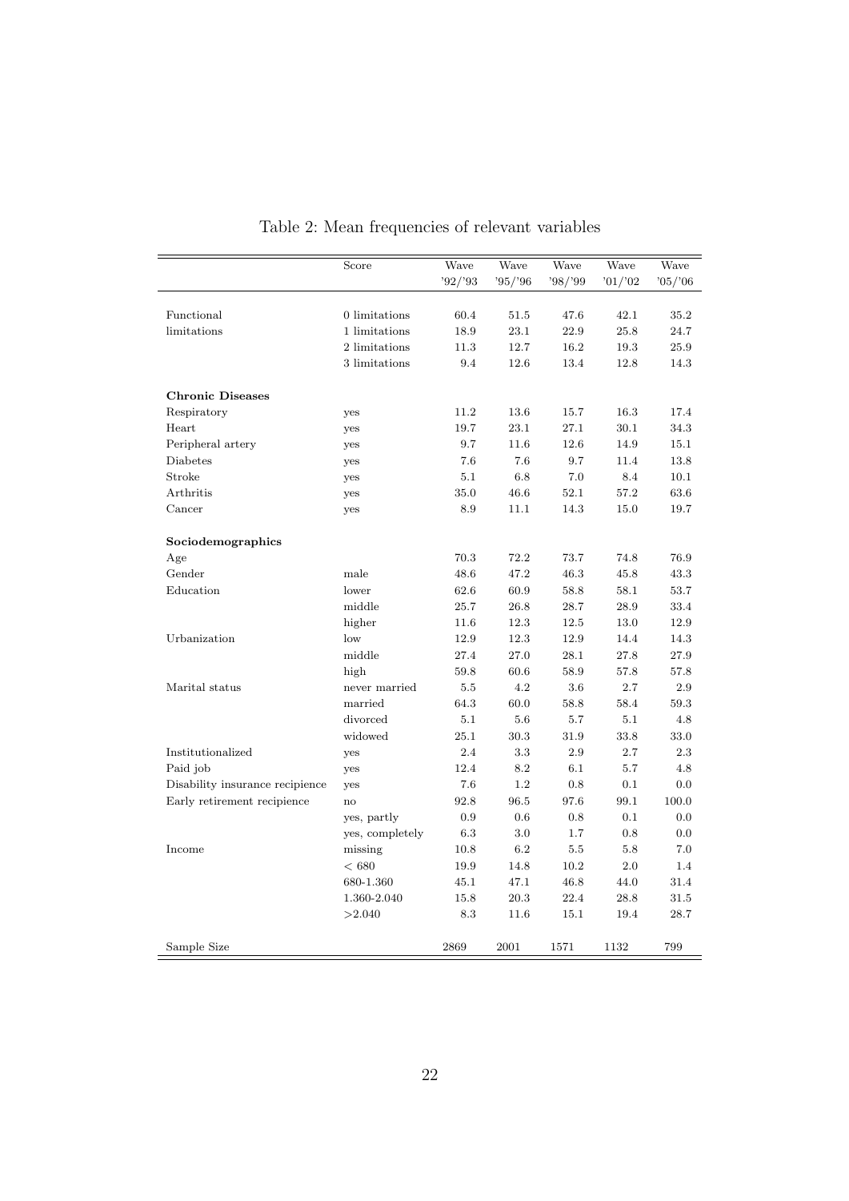Table 2: Mean frequencies of relevant variables

| | Score | Wave '92/'93 | Wave '95/'96 | Wave '98/'99 | Wave '01/'02 | Wave '05/'06 |
|---|---|---|---|---|---|---|
| Functional limitations | 0 limitations | 60.4 | 51.5 | 47.6 | 42.1 | 35.2 |
| | 1 limitations | 18.9 | 23.1 | 22.9 | 25.8 | 24.7 |
| | 2 limitations | 11.3 | 12.7 | 16.2 | 19.3 | 25.9 |
| | 3 limitations | 9.4 | 12.6 | 13.4 | 12.8 | 14.3 |
| **Chronic Diseases** | | | | | | |
| Respiratory | yes | 11.2 | 13.6 | 15.7 | 16.3 | 17.4 |
| Heart | yes | 19.7 | 23.1 | 27.1 | 30.1 | 34.3 |
| Peripheral artery | yes | 9.7 | 11.6 | 12.6 | 14.9 | 15.1 |
| Diabetes | yes | 7.6 | 7.6 | 9.7 | 11.4 | 13.8 |
| Stroke | yes | 5.1 | 6.8 | 7.0 | 8.4 | 10.1 |
| Arthritis | yes | 35.0 | 46.6 | 52.1 | 57.2 | 63.6 |
| Cancer | yes | 8.9 | 11.1 | 14.3 | 15.0 | 19.7 |
| **Sociodemographics** | | | | | | |
| Age | | 70.3 | 72.2 | 73.7 | 74.8 | 76.9 |
| Gender | male | 48.6 | 47.2 | 46.3 | 45.8 | 43.3 |
| Education | lower | 62.6 | 60.9 | 58.8 | 58.1 | 53.7 |
| | middle | 25.7 | 26.8 | 28.7 | 28.9 | 33.4 |
| | higher | 11.6 | 12.3 | 12.5 | 13.0 | 12.9 |
| Urbanization | low | 12.9 | 12.3 | 12.9 | 14.4 | 14.3 |
| | middle | 27.4 | 27.0 | 28.1 | 27.8 | 27.9 |
| | high | 59.8 | 60.6 | 58.9 | 57.8 | 57.8 |
| Marital status | never married | 5.5 | 4.2 | 3.6 | 2.7 | 2.9 |
| | married | 64.3 | 60.0 | 58.8 | 58.4 | 59.3 |
| | divorced | 5.1 | 5.6 | 5.7 | 5.1 | 4.8 |
| | widowed | 25.1 | 30.3 | 31.9 | 33.8 | 33.0 |
| Institutionalized | yes | 2.4 | 3.3 | 2.9 | 2.7 | 2.3 |
| Paid job | yes | 12.4 | 8.2 | 6.1 | 5.7 | 4.8 |
| Disability insurance recipience | yes | 7.6 | 1.2 | 0.8 | 0.1 | 0.0 |
| Early retirement recipience | no | 92.8 | 96.5 | 97.6 | 99.1 | 100.0 |
| | yes, partly | 0.9 | 0.6 | 0.8 | 0.1 | 0.0 |
| | yes, completely | 6.3 | 3.0 | 1.7 | 0.8 | 0.0 |
| Income | missing | 10.8 | 6.2 | 5.5 | 5.8 | 7.0 |
| | < 680 | 19.9 | 14.8 | 10.2 | 2.0 | 1.4 |
| | 680-1.360 | 45.1 | 47.1 | 46.8 | 44.0 | 31.4 |
| | 1.360-2.040 | 15.8 | 20.3 | 22.4 | 28.8 | 31.5 |
| | >2.040 | 8.3 | 11.6 | 15.1 | 19.4 | 28.7 |
| Sample Size | | 2869 | 2001 | 1571 | 1132 | 799 |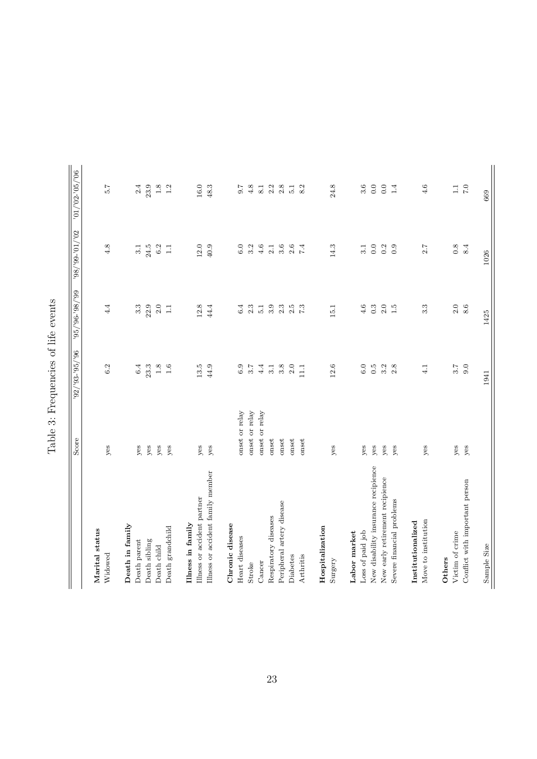# Table 3: Frequencies of life events

| | Score | '92/'93-'95/'96 | '95/'96-'98/'99 | '98/'99-'01/'02 | '01/'02-'05/'06 |
|---|---|---|---|---|---|
| **Marital status** | | | | | |
| Widowed | yes | 6.2 | 4.4 | 4.8 | 5.7 |
| **Death in family** | | | | | |
| Death parent | yes | 6.4 | 3.3 | 3.1 | 2.4 |
| Death sibling | yes | 23.3 | 22.9 | 24.5 | 23.9 |
| Death child | yes | 1.8 | 2.0 | 6.2 | 1.8 |
| Death grandchild | yes | 1.6 | 1.1 | 1.1 | 1.2 |
| **Illness in family** | | | | | |
| Illness or accident partner | yes | 13.5 | 12.8 | 12.0 | 16.0 |
| Illness or accident family member | yes | 44.9 | 44.4 | 40.9 | 48.3 |
| **Chronic disease** | | | | | |
| Heart diseases | onset or relay | 6.9 | 6.4 | 6.0 | 9.7 |
| Stroke | onset or relay | 3.7 | 2.3 | 3.2 | 4.8 |
| Cancer | onset or relay | 4.4 | 5.1 | 4.6 | 8.1 |
| Respiratory diseases | onset | 3.1 | 3.9 | 2.1 | 2.2 |
| Peripheral artery disease | onset | 3.8 | 2.3 | 3.6 | 2.8 |
| Diabetes | onset | 2.0 | 2.5 | 2.6 | 5.1 |
| Arthritis | onset | 11.1 | 7.3 | 7.4 | 8.2 |
| **Hospitalization** | | | | | |
| Surgery | yes | 12.6 | 15.1 | 14.3 | 24.8 |
| **Labor market** | | | | | |
| Loss of paid job | yes | 6.0 | 4.6 | 3.1 | 3.6 |
| New disability insurance recipience | yes | 0.5 | 0.3 | 0.0 | 0.0 |
| New early retirement recipience | yes | 3.2 | 2.0 | 0.2 | 0.0 |
| Severe financial problems | yes | 2.8 | 1.5 | 0.9 | 1.4 |
| **Institutionalized** | | | | | |
| Move to institution | yes | 4.1 | 3.3 | 2.7 | 4.6 |
| **Others** | | | | | |
| Victim of crime | yes | 3.7 | 2.0 | 0.8 | 1.1 |
| Conflict with important person | yes | 9.0 | 8.6 | 8.4 | 7.0 |
| Sample Size | | 1941 | 1425 | 1026 | 669 |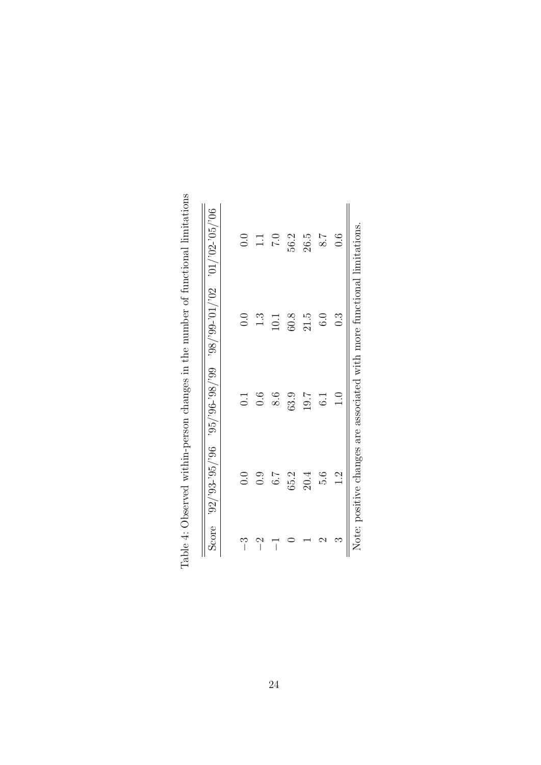Table 4: Observed within-person changes in the number of functional limitations

| Score | '92/'93-'95/'96 | '95/'96-'98/'99 | '98/'99-'01/'02 | '01/'02-'05/'06 |
|---|---|---|---|---|
| −3 | 0.0 | 0.1 | 0.0 | 0.0 |
| −2 | 0.9 | 0.6 | 1.3 | 1.1 |
| −1 | 6.7 | 8.6 | 10.1 | 7.0 |
| 0 | 65.2 | 63.9 | 60.8 | 56.2 |
| 1 | 20.4 | 19.7 | 21.5 | 26.5 |
| 2 | 5.6 | 6.1 | 6.0 | 8.7 |
| 3 | 1.2 | 1.0 | 0.3 | 0.6 |

Note: positive changes are associated with more functional limitations.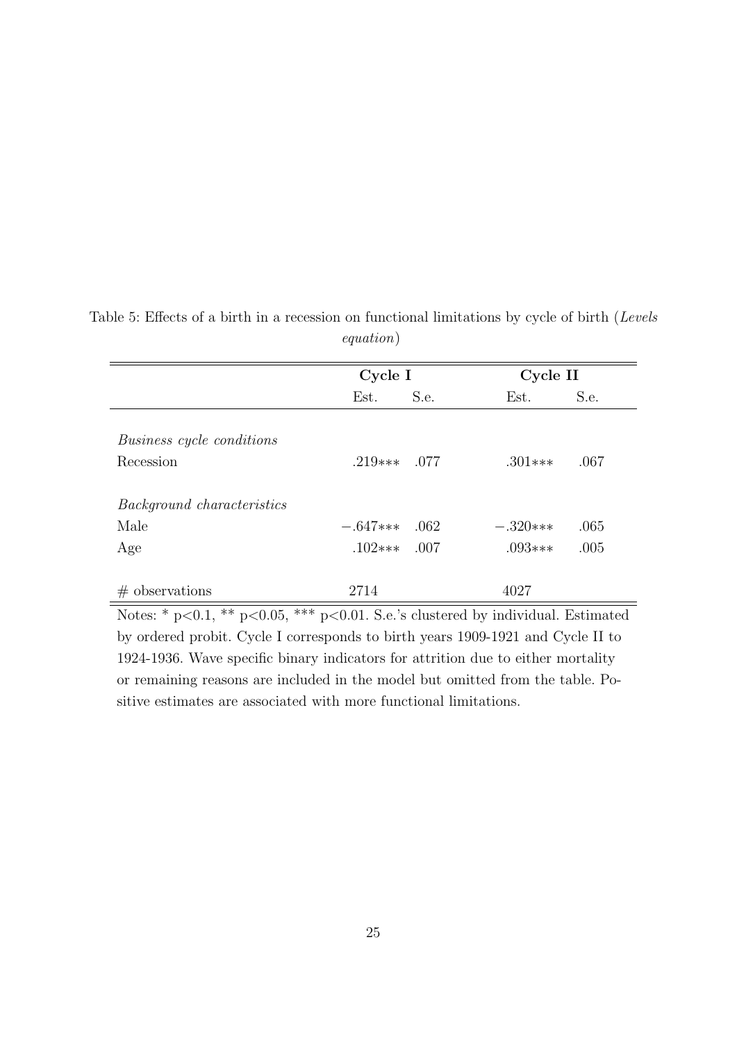Table 5: Effects of a birth in a recession on functional limitations by cycle of birth (*Levels equation*)

| | Cycle I | | Cycle II | |
|---|---|---|---|---|
| | Est. | S.e. | Est. | S.e. |
| *Business cycle conditions* | | | | |
| Recession | .219*** | .077 | .301*** | .067 |
| *Background characteristics* | | | | |
| Male | −.647*** | .062 | −.320*** | .065 |
| Age | .102*** | .007 | .093*** | .005 |
| # observations | 2714 | | 4027 | |

Notes: * p<0.1, ** p<0.05, *** p<0.01. S.e.'s clustered by individual. Estimated by ordered probit. Cycle I corresponds to birth years 1909-1921 and Cycle II to 1924-1936. Wave specific binary indicators for attrition due to either mortality or remaining reasons are included in the model but omitted from the table. Positive estimates are associated with more functional limitations.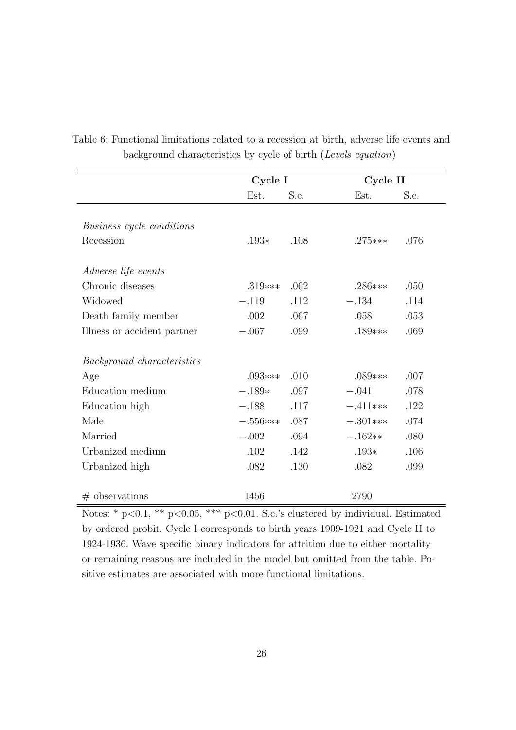Table 6: Functional limitations related to a recession at birth, adverse life events and background characteristics by cycle of birth (*Levels equation*)

| | **Cycle I** | | **Cycle II** | |
|---|---|---|---|---|
| | Est. | S.e. | Est. | S.e. |
| *Business cycle conditions* | | | | |
| Recession | .193* | .108 | .275*** | .076 |
| *Adverse life events* | | | | |
| Chronic diseases | .319*** | .062 | .286*** | .050 |
| Widowed | −.119 | .112 | −.134 | .114 |
| Death family member | .002 | .067 | .058 | .053 |
| Illness or accident partner | −.067 | .099 | .189*** | .069 |
| *Background characteristics* | | | | |
| Age | .093*** | .010 | .089*** | .007 |
| Education medium | −.189* | .097 | −.041 | .078 |
| Education high | −.188 | .117 | −.411*** | .122 |
| Male | −.556*** | .087 | −.301*** | .074 |
| Married | −.002 | .094 | −.162** | .080 |
| Urbanized medium | .102 | .142 | .193* | .106 |
| Urbanized high | .082 | .130 | .082 | .099 |
| # observations | 1456 | | 2790 | |

Notes: * $p<0.1$, ** $p<0.05$, *** $p<0.01$. S.e.'s clustered by individual. Estimated by ordered probit. Cycle I corresponds to birth years 1909-1921 and Cycle II to 1924-1936. Wave specific binary indicators for attrition due to either mortality or remaining reasons are included in the model but omitted from the table. Positive estimates are associated with more functional limitations.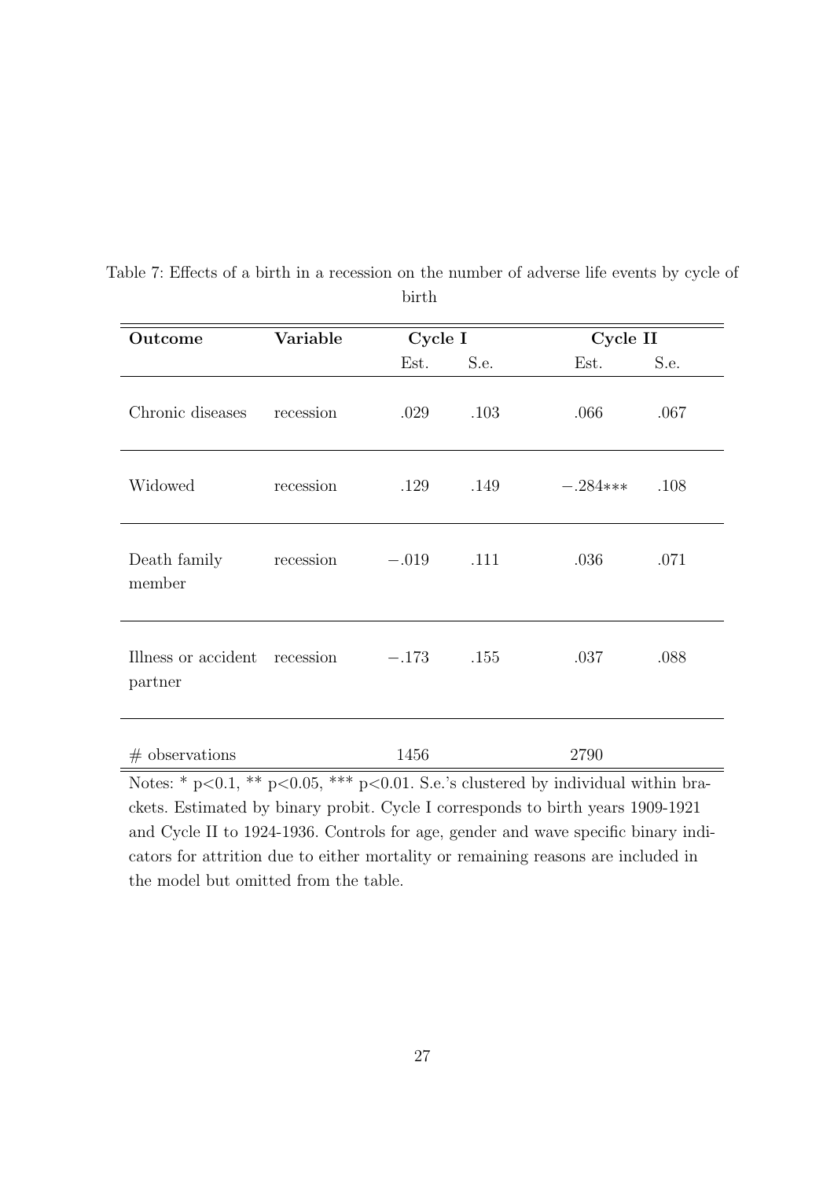Table 7: Effects of a birth in a recession on the number of adverse life events by cycle of birth

| Outcome | Variable | Cycle I | | Cycle II | |
|---|---|---|---|---|---|
| | | Est. | S.e. | Est. | S.e. |
| Chronic diseases | recession | .029 | .103 | .066 | .067 |
| Widowed | recession | .129 | .149 | $-.284$*** | .108 |
| Death family member | recession | $-.019$ | .111 | .036 | .071 |
| Illness or accident partner | recession | $-.173$ | .155 | .037 | .088 |
| # observations | | 1456 | | 2790 | |

Notes: * $p<0.1$, ** $p<0.05$, *** $p<0.01$. S.e.'s clustered by individual within brackets. Estimated by binary probit. Cycle I corresponds to birth years 1909-1921 and Cycle II to 1924-1936. Controls for age, gender and wave specific binary indicators for attrition due to either mortality or remaining reasons are included in the model but omitted from the table.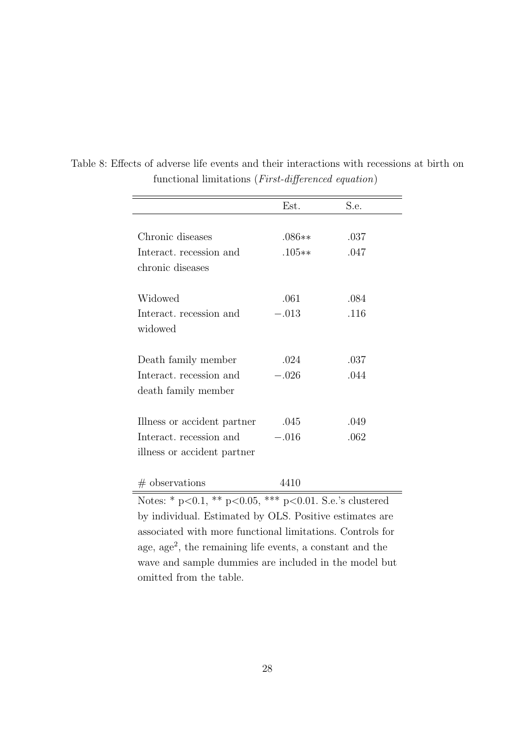Table 8: Effects of adverse life events and their interactions with recessions at birth on functional limitations (*First-differenced equation*)

| | Est. | S.e. |
|---|---|---|
| Chronic diseases | .086** | .037 |
| Interact. recession and chronic diseases | .105** | .047 |
| Widowed | .061 | .084 |
| Interact. recession and widowed | −.013 | .116 |
| Death family member | .024 | .037 |
| Interact. recession and death family member | −.026 | .044 |
| Illness or accident partner | .045 | .049 |
| Interact. recession and illness or accident partner | −.016 | .062 |
| # observations | 4410 | |

Notes: * p<0.1, ** p<0.05, *** p<0.01. S.e.'s clustered by individual. Estimated by OLS. Positive estimates are associated with more functional limitations. Controls for age, age$^2$, the remaining life events, a constant and the wave and sample dummies are included in the model but omitted from the table.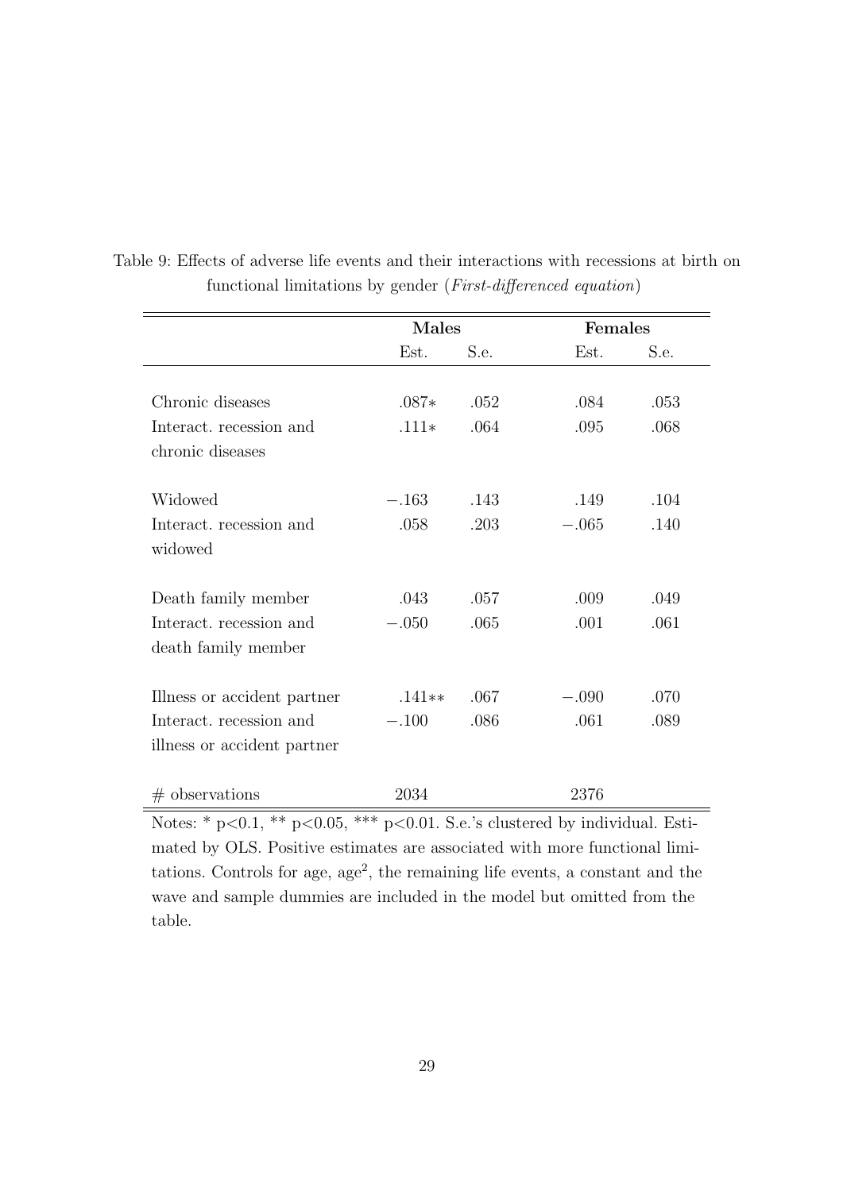Table 9: Effects of adverse life events and their interactions with recessions at birth on functional limitations by gender (*First-differenced equation*)

| | **Males** | | **Females** | |
|---|---|---|---|---|
| | Est. | S.e. | Est. | S.e. |
| Chronic diseases | .087* | .052 | .084 | .053 |
| Interact. recession and chronic diseases | .111* | .064 | .095 | .068 |
| Widowed | −.163 | .143 | .149 | .104 |
| Interact. recession and widowed | .058 | .203 | −.065 | .140 |
| Death family member | .043 | .057 | .009 | .049 |
| Interact. recession and death family member | −.050 | .065 | .001 | .061 |
| Illness or accident partner | .141** | .067 | −.090 | .070 |
| Interact. recession and illness or accident partner | −.100 | .086 | .061 | .089 |
| # observations | 2034 | | 2376 | |

Notes: * $p<0.1$, ** $p<0.05$, *** $p<0.01$. S.e.'s clustered by individual. Estimated by OLS. Positive estimates are associated with more functional limitations. Controls for age, age$^2$, the remaining life events, a constant and the wave and sample dummies are included in the model but omitted from the table.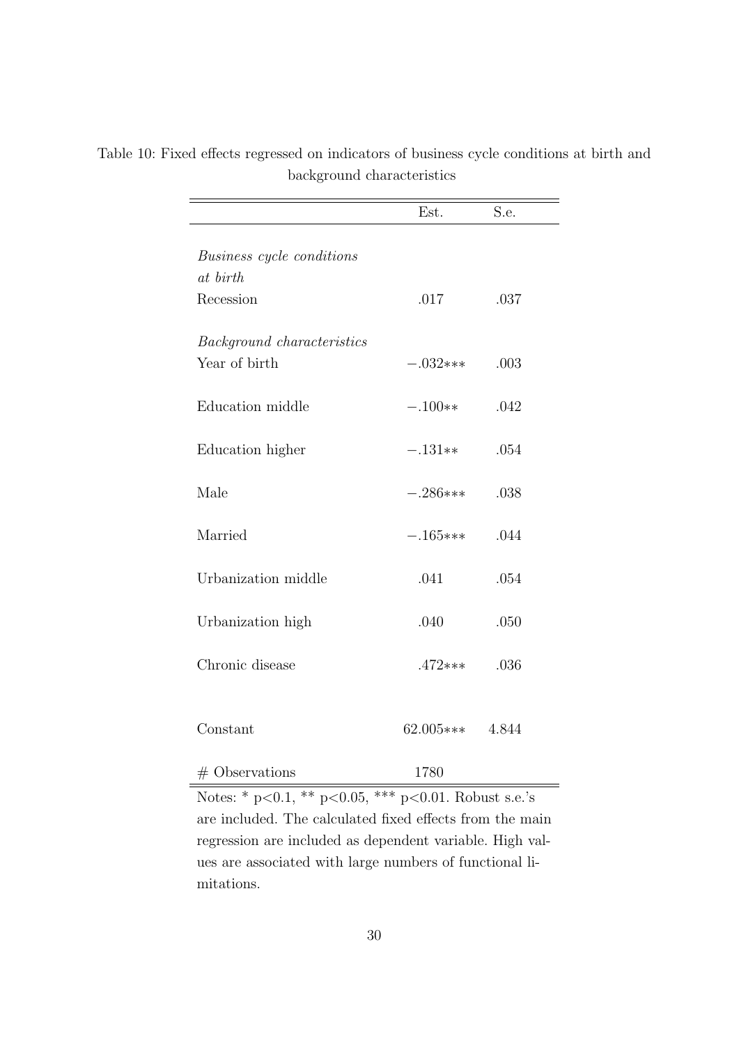Table 10: Fixed effects regressed on indicators of business cycle conditions at birth and background characteristics

| | Est. | S.e. |
|---|---|---|
| *Business cycle conditions at birth* | | |
| Recession | .017 | .037 |
| *Background characteristics* | | |
| Year of birth | −.032*** | .003 |
| Education middle | −.100** | .042 |
| Education higher | −.131** | .054 |
| Male | −.286*** | .038 |
| Married | −.165*** | .044 |
| Urbanization middle | .041 | .054 |
| Urbanization high | .040 | .050 |
| Chronic disease | .472*** | .036 |
| Constant | 62.005*** | 4.844 |
| # Observations | 1780 | |

Notes: * p<0.1, ** p<0.05, *** p<0.01. Robust s.e.'s are included. The calculated fixed effects from the main regression are included as dependent variable. High values are associated with large numbers of functional limitations.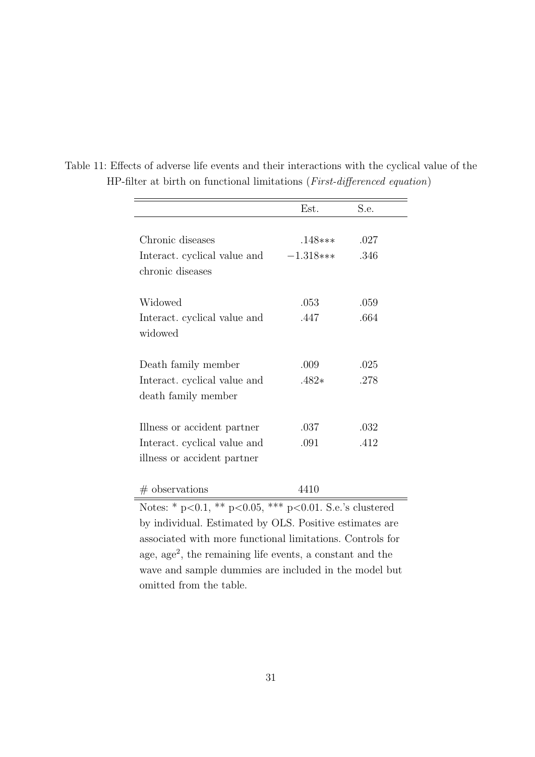Table 11: Effects of adverse life events and their interactions with the cyclical value of the HP-filter at birth on functional limitations (*First-differenced equation*)

| | Est. | S.e. |
|---|---|---|
| Chronic diseases | .148*** | .027 |
| Interact. cyclical value and chronic diseases | −1.318*** | .346 |
| Widowed | .053 | .059 |
| Interact. cyclical value and widowed | .447 | .664 |
| Death family member | .009 | .025 |
| Interact. cyclical value and death family member | .482* | .278 |
| Illness or accident partner | .037 | .032 |
| Interact. cyclical value and illness or accident partner | .091 | .412 |
| # observations | 4410 | |

Notes: * p<0.1, ** p<0.05, *** p<0.01. S.e.'s clustered by individual. Estimated by OLS. Positive estimates are associated with more functional limitations. Controls for age, age$^2$, the remaining life events, a constant and the wave and sample dummies are included in the model but omitted from the table.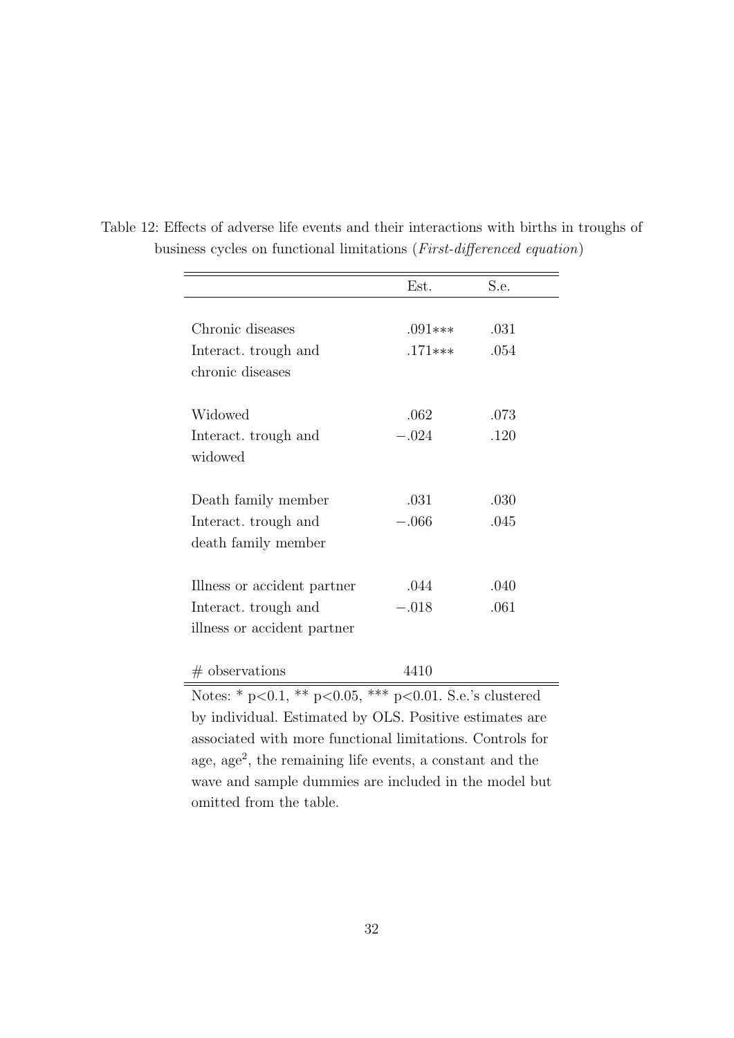Table 12: Effects of adverse life events and their interactions with births in troughs of business cycles on functional limitations (*First-differenced equation*)

| | Est. | S.e. |
|---|---|---|
| Chronic diseases | .091*** | .031 |
| Interact. trough and chronic diseases | .171*** | .054 |
| Widowed | .062 | .073 |
| Interact. trough and widowed | −.024 | .120 |
| Death family member | .031 | .030 |
| Interact. trough and death family member | −.066 | .045 |
| Illness or accident partner | .044 | .040 |
| Interact. trough and illness or accident partner | −.018 | .061 |
| # observations | 4410 | |

Notes: * p<0.1, ** p<0.05, *** p<0.01. S.e.'s clustered by individual. Estimated by OLS. Positive estimates are associated with more functional limitations. Controls for age, $age^2$, the remaining life events, a constant and the wave and sample dummies are included in the model but omitted from the table.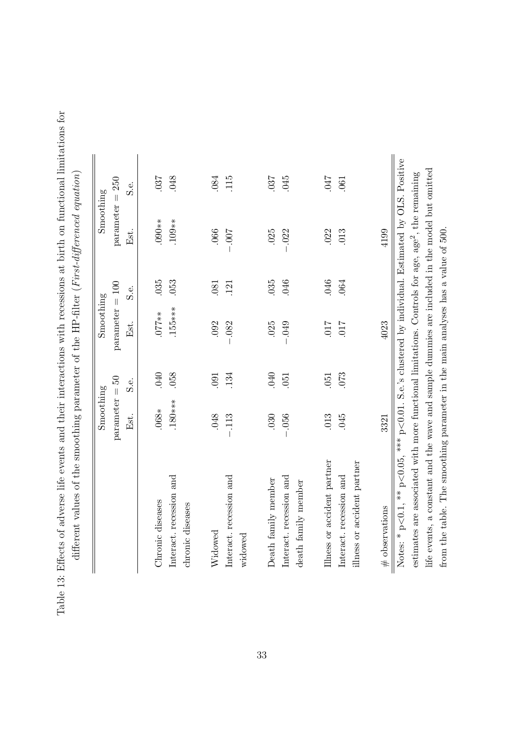Table 13: Effects of adverse life events and their interactions with recessions at birth on functional limitations for different values of the smoothing parameter of the HP-filter (*First-differenced equation*)

| | Smoothing parameter = 50 | | Smoothing parameter = 100 | | Smoothing parameter = 250 | |
|---|---|---|---|---|---|---|
| | Est. | S.e. | Est. | S.e. | Est. | S.e. |
| Chronic diseases | .068* | .040 | .077** | .035 | .090** | .037 |
| Interact. recession and chronic diseases | .180*** | .058 | .155*** | .053 | .109** | .048 |
| Widowed | .048 | .091 | .092 | .081 | .066 | .084 |
| Interact. recession and widowed | −.113 | .134 | −.082 | .121 | −.007 | .115 |
| Death family member | .030 | .040 | .025 | .035 | .025 | .037 |
| Interact. recession and death family member | −.056 | .051 | −.049 | .046 | −.022 | .045 |
| Illness or accident partner | .013 | .051 | .017 | .046 | .022 | .047 |
| Interact. recession and illness or accident partner | .045 | .073 | .017 | .064 | .013 | .061 |
| # observations | 3321 | | 4023 | | 4199 | |

Notes: * p<0.1, ** p<0.05, *** p<0.01. S.e.'s clustered by individual. Estimated by OLS. Positive estimates are associated with more functional limitations. Controls for age, age$^2$, the remaining life events, a constant and the wave and sample dummies are included in the model but omitted from the table. The smoothing parameter in the main analyses has a value of 500.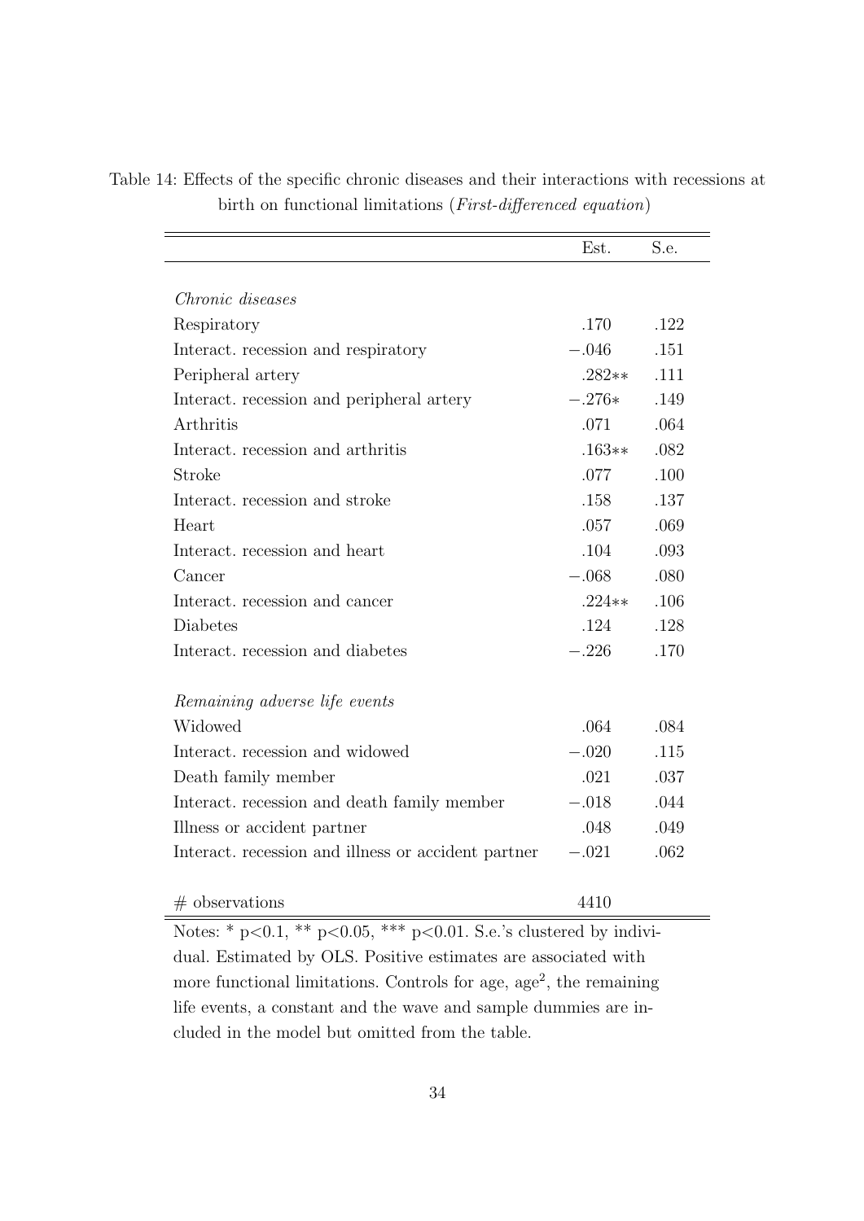Table 14: Effects of the specific chronic diseases and their interactions with recessions at birth on functional limitations (*First-differenced equation*)

| | Est. | S.e. |
|---|---|---|
| *Chronic diseases* | | |
| Respiratory | .170 | .122 |
| Interact. recession and respiratory | −.046 | .151 |
| Peripheral artery | .282** | .111 |
| Interact. recession and peripheral artery | −.276* | .149 |
| Arthritis | .071 | .064 |
| Interact. recession and arthritis | .163** | .082 |
| Stroke | .077 | .100 |
| Interact. recession and stroke | .158 | .137 |
| Heart | .057 | .069 |
| Interact. recession and heart | .104 | .093 |
| Cancer | −.068 | .080 |
| Interact. recession and cancer | .224** | .106 |
| Diabetes | .124 | .128 |
| Interact. recession and diabetes | −.226 | .170 |
| *Remaining adverse life events* | | |
| Widowed | .064 | .084 |
| Interact. recession and widowed | −.020 | .115 |
| Death family member | .021 | .037 |
| Interact. recession and death family member | −.018 | .044 |
| Illness or accident partner | .048 | .049 |
| Interact. recession and illness or accident partner | −.021 | .062 |
| # observations | 4410 | |

Notes: * $p<0.1$, ** $p<0.05$, *** $p<0.01$. S.e.'s clustered by individual. Estimated by OLS. Positive estimates are associated with more functional limitations. Controls for age, age$^2$, the remaining life events, a constant and the wave and sample dummies are included in the model but omitted from the table.